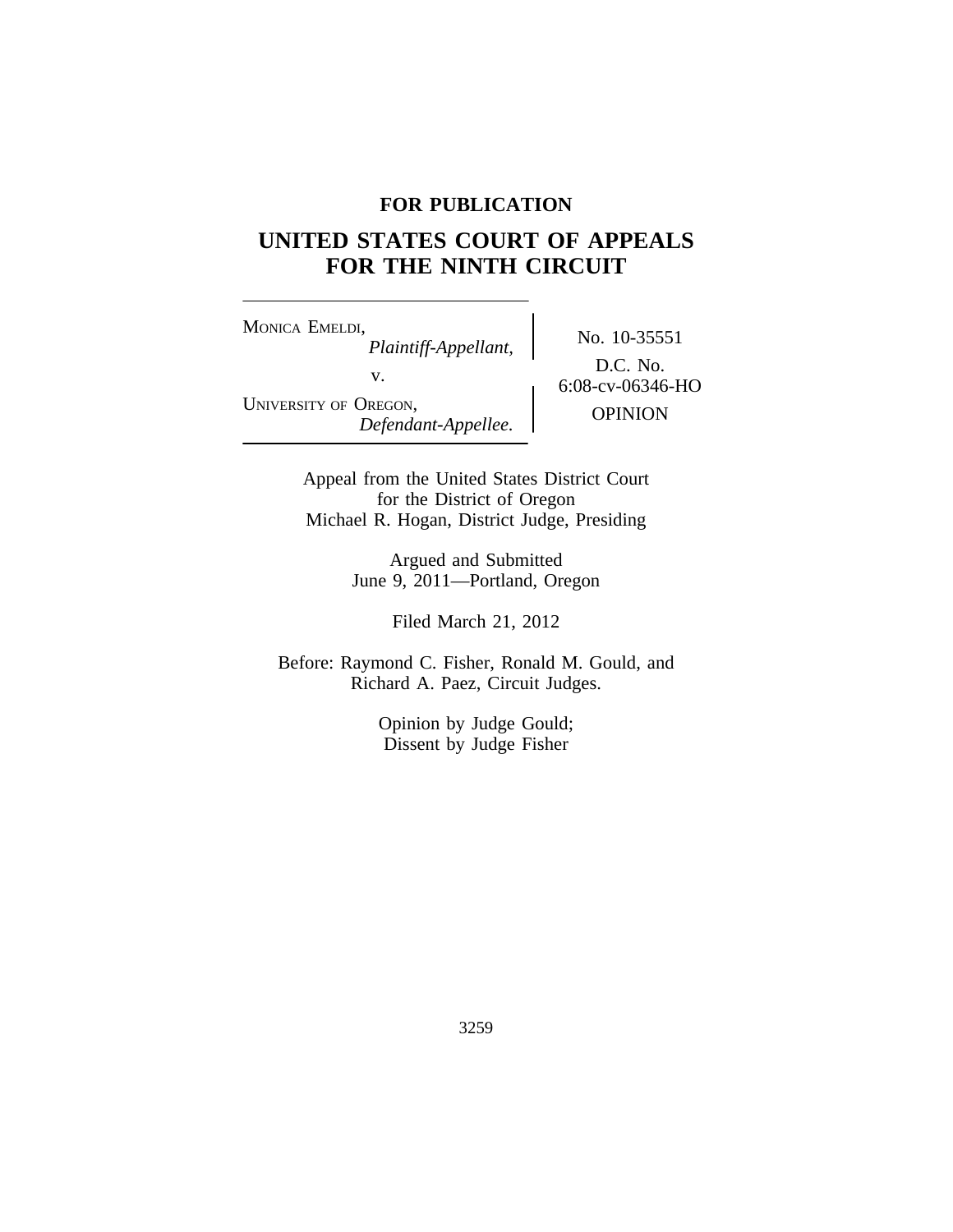**FOR PUBLICATION**

# UNITED STATES COURT OF APPEALS FOR THE NINTH CIRCUIT

MONICA EMELDI,
*Plaintiff-Appellant,*

v.

UNIVERSITY OF OREGON,
*Defendant-Appellee.*

No. 10-35551

D.C. No. 6:08-cv-06346-HO

OPINION

Appeal from the United States District Court
for the District of Oregon
Michael R. Hogan, District Judge, Presiding

Argued and Submitted
June 9, 2011—Portland, Oregon

Filed March 21, 2012

Before: Raymond C. Fisher, Ronald M. Gould, and
Richard A. Paez, Circuit Judges.

Opinion by Judge Gould;
Dissent by Judge Fisher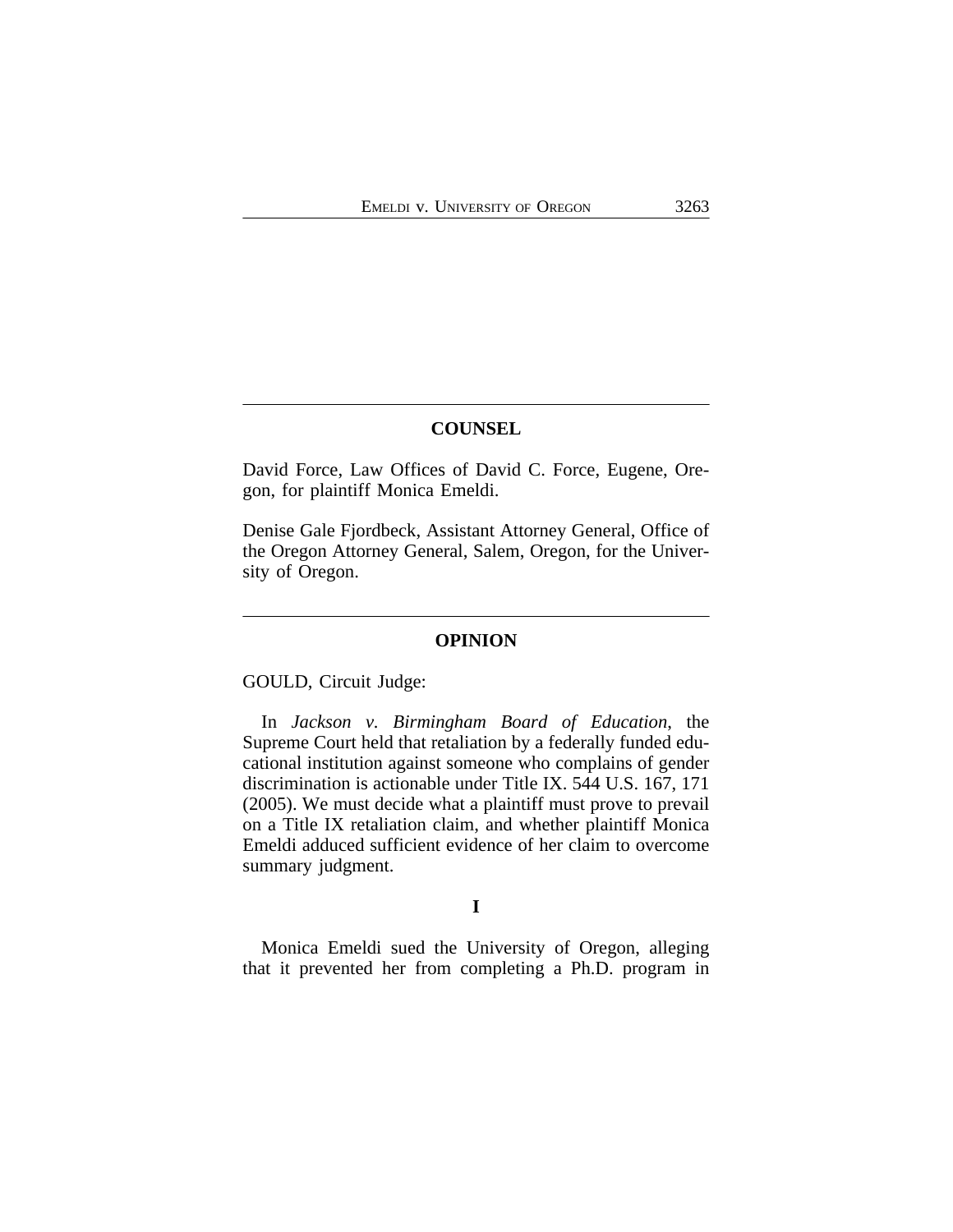## COUNSEL

David Force, Law Offices of David C. Force, Eugene, Oregon, for plaintiff Monica Emeldi.

Denise Gale Fjordbeck, Assistant Attorney General, Office of the Oregon Attorney General, Salem, Oregon, for the University of Oregon.

## OPINION

GOULD, Circuit Judge:

In *Jackson v. Birmingham Board of Education*, the Supreme Court held that retaliation by a federally funded educational institution against someone who complains of gender discrimination is actionable under Title IX. 544 U.S. 167, 171 (2005). We must decide what a plaintiff must prove to prevail on a Title IX retaliation claim, and whether plaintiff Monica Emeldi adduced sufficient evidence of her claim to overcome summary judgment.

### I

Monica Emeldi sued the University of Oregon, alleging that it prevented her from completing a Ph.D. program in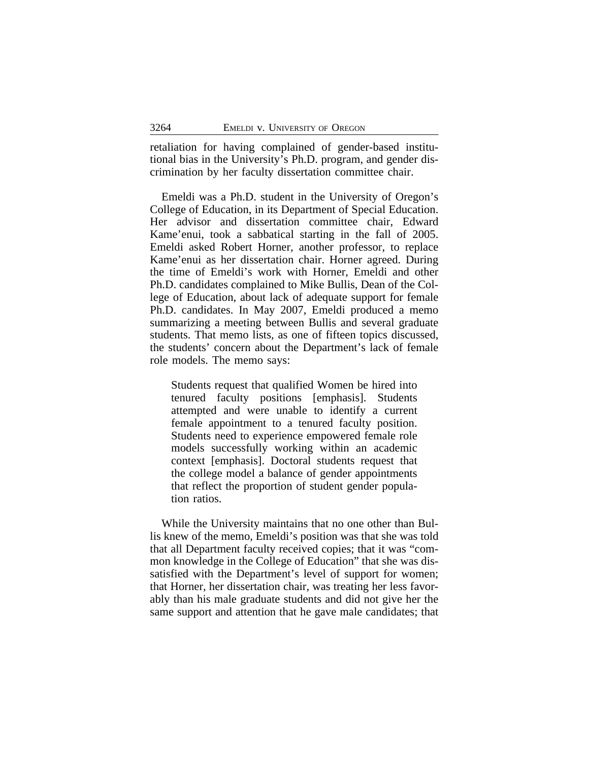retaliation for having complained of gender-based institutional bias in the University's Ph.D. program, and gender discrimination by her faculty dissertation committee chair.

Emeldi was a Ph.D. student in the University of Oregon's College of Education, in its Department of Special Education. Her advisor and dissertation committee chair, Edward Kame'enui, took a sabbatical starting in the fall of 2005. Emeldi asked Robert Horner, another professor, to replace Kame'enui as her dissertation chair. Horner agreed. During the time of Emeldi's work with Horner, Emeldi and other Ph.D. candidates complained to Mike Bullis, Dean of the College of Education, about lack of adequate support for female Ph.D. candidates. In May 2007, Emeldi produced a memo summarizing a meeting between Bullis and several graduate students. That memo lists, as one of fifteen topics discussed, the students' concern about the Department's lack of female role models. The memo says:

> Students request that qualified Women be hired into tenured faculty positions [emphasis]. Students attempted and were unable to identify a current female appointment to a tenured faculty position. Students need to experience empowered female role models successfully working within an academic context [emphasis]. Doctoral students request that the college model a balance of gender appointments that reflect the proportion of student gender population ratios.

While the University maintains that no one other than Bullis knew of the memo, Emeldi's position was that she was told that all Department faculty received copies; that it was "common knowledge in the College of Education" that she was dissatisfied with the Department's level of support for women; that Horner, her dissertation chair, was treating her less favorably than his male graduate students and did not give her the same support and attention that he gave male candidates; that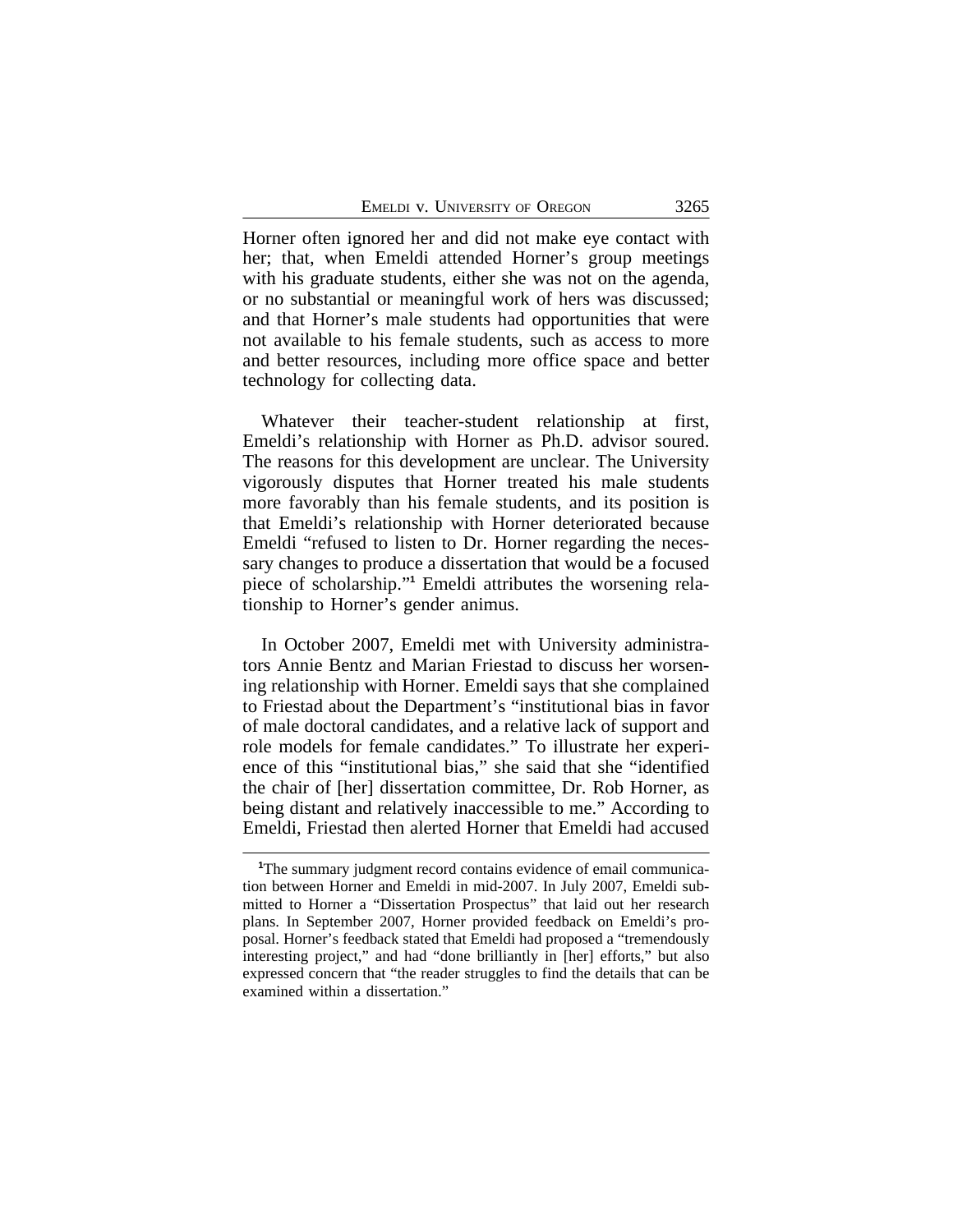Horner often ignored her and did not make eye contact with her; that, when Emeldi attended Horner's group meetings with his graduate students, either she was not on the agenda, or no substantial or meaningful work of hers was discussed; and that Horner's male students had opportunities that were not available to his female students, such as access to more and better resources, including more office space and better technology for collecting data.

Whatever their teacher-student relationship at first, Emeldi's relationship with Horner as Ph.D. advisor soured. The reasons for this development are unclear. The University vigorously disputes that Horner treated his male students more favorably than his female students, and its position is that Emeldi's relationship with Horner deteriorated because Emeldi "refused to listen to Dr. Horner regarding the necessary changes to produce a dissertation that would be a focused piece of scholarship."[1] Emeldi attributes the worsening relationship to Horner's gender animus.

In October 2007, Emeldi met with University administrators Annie Bentz and Marian Friestad to discuss her worsening relationship with Horner. Emeldi says that she complained to Friestad about the Department's "institutional bias in favor of male doctoral candidates, and a relative lack of support and role models for female candidates." To illustrate her experience of this "institutional bias," she said that she "identified the chair of [her] dissertation committee, Dr. Rob Horner, as being distant and relatively inaccessible to me." According to Emeldi, Friestad then alerted Horner that Emeldi had accused

---

[1]The summary judgment record contains evidence of email communication between Horner and Emeldi in mid-2007. In July 2007, Emeldi submitted to Horner a "Dissertation Prospectus" that laid out her research plans. In September 2007, Horner provided feedback on Emeldi's proposal. Horner's feedback stated that Emeldi had proposed a "tremendously interesting project," and had "done brilliantly in [her] efforts," but also expressed concern that "the reader struggles to find the details that can be examined within a dissertation."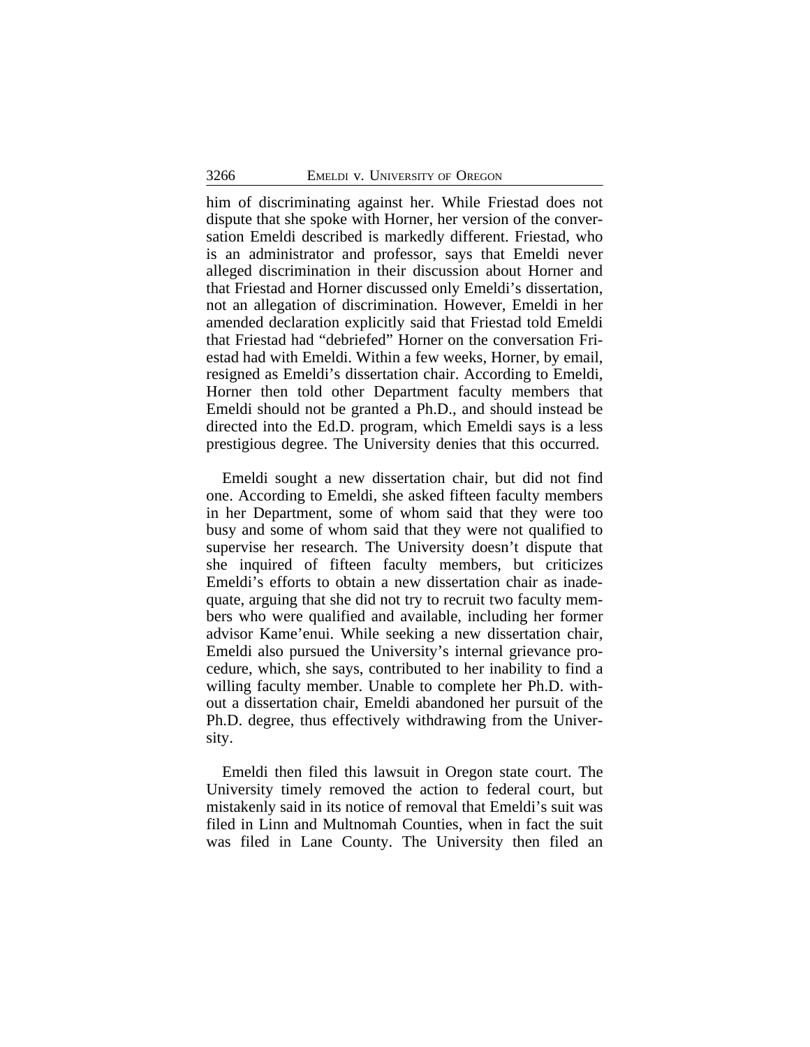him of discriminating against her. While Friestad does not dispute that she spoke with Horner, her version of the conversation Emeldi described is markedly different. Friestad, who is an administrator and professor, says that Emeldi never alleged discrimination in their discussion about Horner and that Friestad and Horner discussed only Emeldi's dissertation, not an allegation of discrimination. However, Emeldi in her amended declaration explicitly said that Friestad told Emeldi that Friestad had "debriefed" Horner on the conversation Friestad had with Emeldi. Within a few weeks, Horner, by email, resigned as Emeldi's dissertation chair. According to Emeldi, Horner then told other Department faculty members that Emeldi should not be granted a Ph.D., and should instead be directed into the Ed.D. program, which Emeldi says is a less prestigious degree. The University denies that this occurred.

Emeldi sought a new dissertation chair, but did not find one. According to Emeldi, she asked fifteen faculty members in her Department, some of whom said that they were too busy and some of whom said that they were not qualified to supervise her research. The University doesn't dispute that she inquired of fifteen faculty members, but criticizes Emeldi's efforts to obtain a new dissertation chair as inadequate, arguing that she did not try to recruit two faculty members who were qualified and available, including her former advisor Kame'enui. While seeking a new dissertation chair, Emeldi also pursued the University's internal grievance procedure, which, she says, contributed to her inability to find a willing faculty member. Unable to complete her Ph.D. without a dissertation chair, Emeldi abandoned her pursuit of the Ph.D. degree, thus effectively withdrawing from the University.

Emeldi then filed this lawsuit in Oregon state court. The University timely removed the action to federal court, but mistakenly said in its notice of removal that Emeldi's suit was filed in Linn and Multnomah Counties, when in fact the suit was filed in Lane County. The University then filed an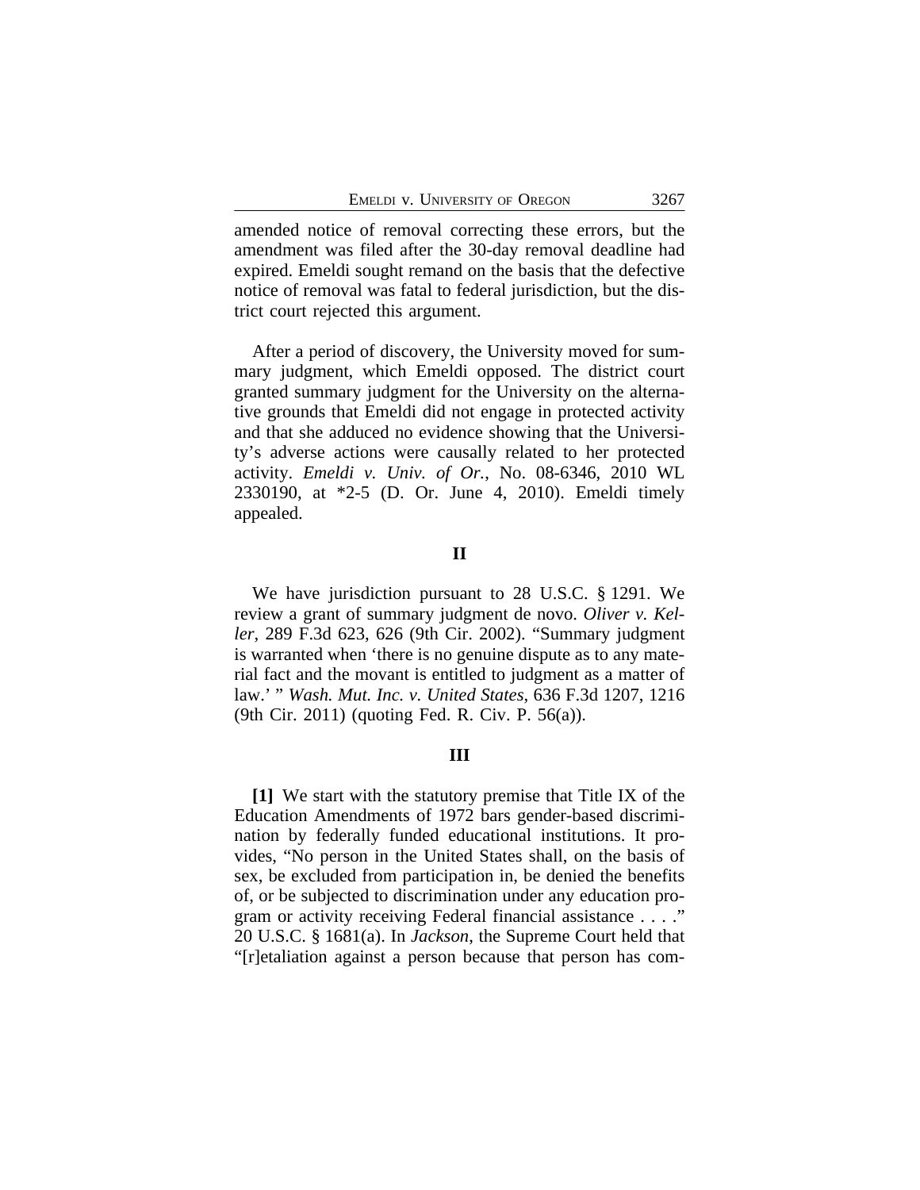amended notice of removal correcting these errors, but the amendment was filed after the 30-day removal deadline had expired. Emeldi sought remand on the basis that the defective notice of removal was fatal to federal jurisdiction, but the district court rejected this argument.

After a period of discovery, the University moved for summary judgment, which Emeldi opposed. The district court granted summary judgment for the University on the alternative grounds that Emeldi did not engage in protected activity and that she adduced no evidence showing that the University's adverse actions were causally related to her protected activity. *Emeldi v. Univ. of Or.*, No. 08-6346, 2010 WL 2330190, at *2-5 (D. Or. June 4, 2010). Emeldi timely appealed.

## II

We have jurisdiction pursuant to 28 U.S.C. § 1291. We review a grant of summary judgment de novo. *Oliver v. Keller*, 289 F.3d 623, 626 (9th Cir. 2002). "Summary judgment is warranted when 'there is no genuine dispute as to any material fact and the movant is entitled to judgment as a matter of law.' " *Wash. Mut. Inc. v. United States*, 636 F.3d 1207, 1216 (9th Cir. 2011) (quoting Fed. R. Civ. P. 56(a)).

## III

**[1]** We start with the statutory premise that Title IX of the Education Amendments of 1972 bars gender-based discrimination by federally funded educational institutions. It provides, "No person in the United States shall, on the basis of sex, be excluded from participation in, be denied the benefits of, or be subjected to discrimination under any education program or activity receiving Federal financial assistance . . . ." 20 U.S.C. § 1681(a). In *Jackson*, the Supreme Court held that "[r]etaliation against a person because that person has com-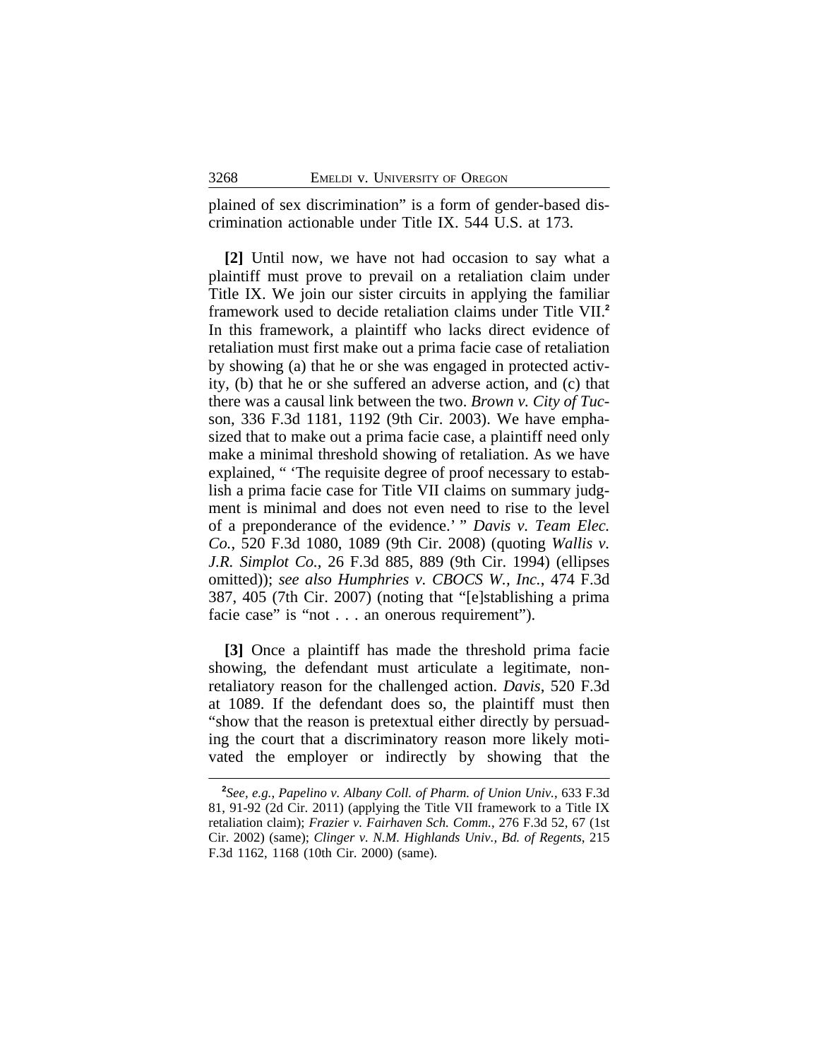plained of sex discrimination" is a form of gender-based discrimination actionable under Title IX. 544 U.S. at 173.

**[2]** Until now, we have not had occasion to say what a plaintiff must prove to prevail on a retaliation claim under Title IX. We join our sister circuits in applying the familiar framework used to decide retaliation claims under Title VII.[2] In this framework, a plaintiff who lacks direct evidence of retaliation must first make out a prima facie case of retaliation by showing (a) that he or she was engaged in protected activity, (b) that he or she suffered an adverse action, and (c) that there was a causal link between the two. *Brown v. City of Tucson*, 336 F.3d 1181, 1192 (9th Cir. 2003). We have emphasized that to make out a prima facie case, a plaintiff need only make a minimal threshold showing of retaliation. As we have explained, " 'The requisite degree of proof necessary to establish a prima facie case for Title VII claims on summary judgment is minimal and does not even need to rise to the level of a preponderance of the evidence.' " *Davis v. Team Elec. Co.*, 520 F.3d 1080, 1089 (9th Cir. 2008) (quoting *Wallis v. J.R. Simplot Co.*, 26 F.3d 885, 889 (9th Cir. 1994) (ellipses omitted)); *see also Humphries v. CBOCS W., Inc.*, 474 F.3d 387, 405 (7th Cir. 2007) (noting that "[e]stablishing a prima facie case" is "not . . . an onerous requirement").

**[3]** Once a plaintiff has made the threshold prima facie showing, the defendant must articulate a legitimate, non-retaliatory reason for the challenged action. *Davis*, 520 F.3d at 1089. If the defendant does so, the plaintiff must then "show that the reason is pretextual either directly by persuading the court that a discriminatory reason more likely motivated the employer or indirectly by showing that the

---

[2]*See, e.g., Papelino v. Albany Coll. of Pharm. of Union Univ.*, 633 F.3d 81, 91-92 (2d Cir. 2011) (applying the Title VII framework to a Title IX retaliation claim); *Frazier v. Fairhaven Sch. Comm.*, 276 F.3d 52, 67 (1st Cir. 2002) (same); *Clinger v. N.M. Highlands Univ., Bd. of Regents*, 215 F.3d 1162, 1168 (10th Cir. 2000) (same).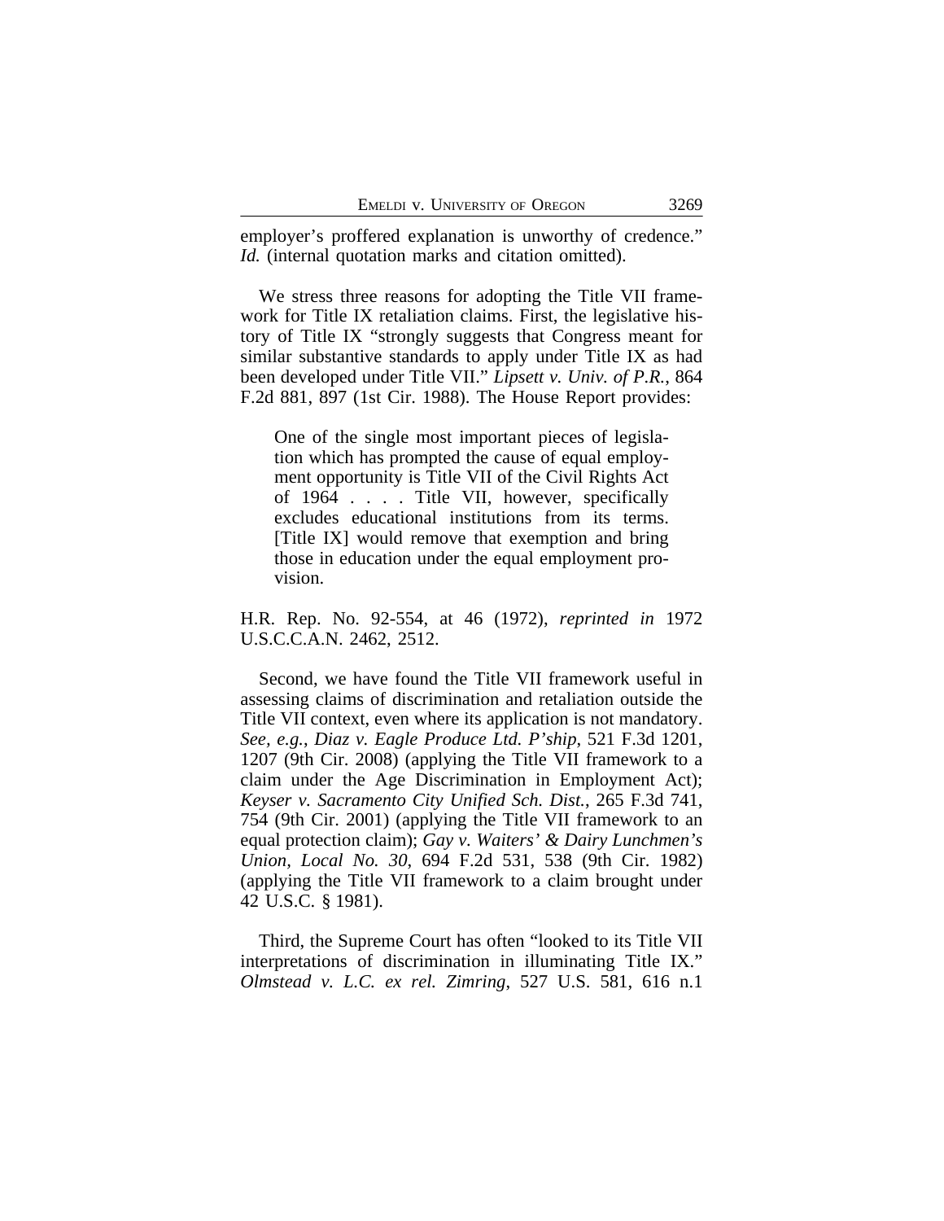employer's proffered explanation is unworthy of credence." *Id.* (internal quotation marks and citation omitted).

We stress three reasons for adopting the Title VII framework for Title IX retaliation claims. First, the legislative history of Title IX "strongly suggests that Congress meant for similar substantive standards to apply under Title IX as had been developed under Title VII." *Lipsett v. Univ. of P.R.*, 864 F.2d 881, 897 (1st Cir. 1988). The House Report provides:

> One of the single most important pieces of legislation which has prompted the cause of equal employment opportunity is Title VII of the Civil Rights Act of 1964 . . . . Title VII, however, specifically excludes educational institutions from its terms. [Title IX] would remove that exemption and bring those in education under the equal employment provision.

H.R. Rep. No. 92-554, at 46 (1972), *reprinted in* 1972 U.S.C.C.A.N. 2462, 2512.

Second, we have found the Title VII framework useful in assessing claims of discrimination and retaliation outside the Title VII context, even where its application is not mandatory. *See, e.g.*, *Diaz v. Eagle Produce Ltd. P'ship*, 521 F.3d 1201, 1207 (9th Cir. 2008) (applying the Title VII framework to a claim under the Age Discrimination in Employment Act); *Keyser v. Sacramento City Unified Sch. Dist.*, 265 F.3d 741, 754 (9th Cir. 2001) (applying the Title VII framework to an equal protection claim); *Gay v. Waiters' & Dairy Lunchmen's Union, Local No. 30*, 694 F.2d 531, 538 (9th Cir. 1982) (applying the Title VII framework to a claim brought under 42 U.S.C. § 1981).

Third, the Supreme Court has often "looked to its Title VII interpretations of discrimination in illuminating Title IX." *Olmstead v. L.C. ex rel. Zimring*, 527 U.S. 581, 616 n.1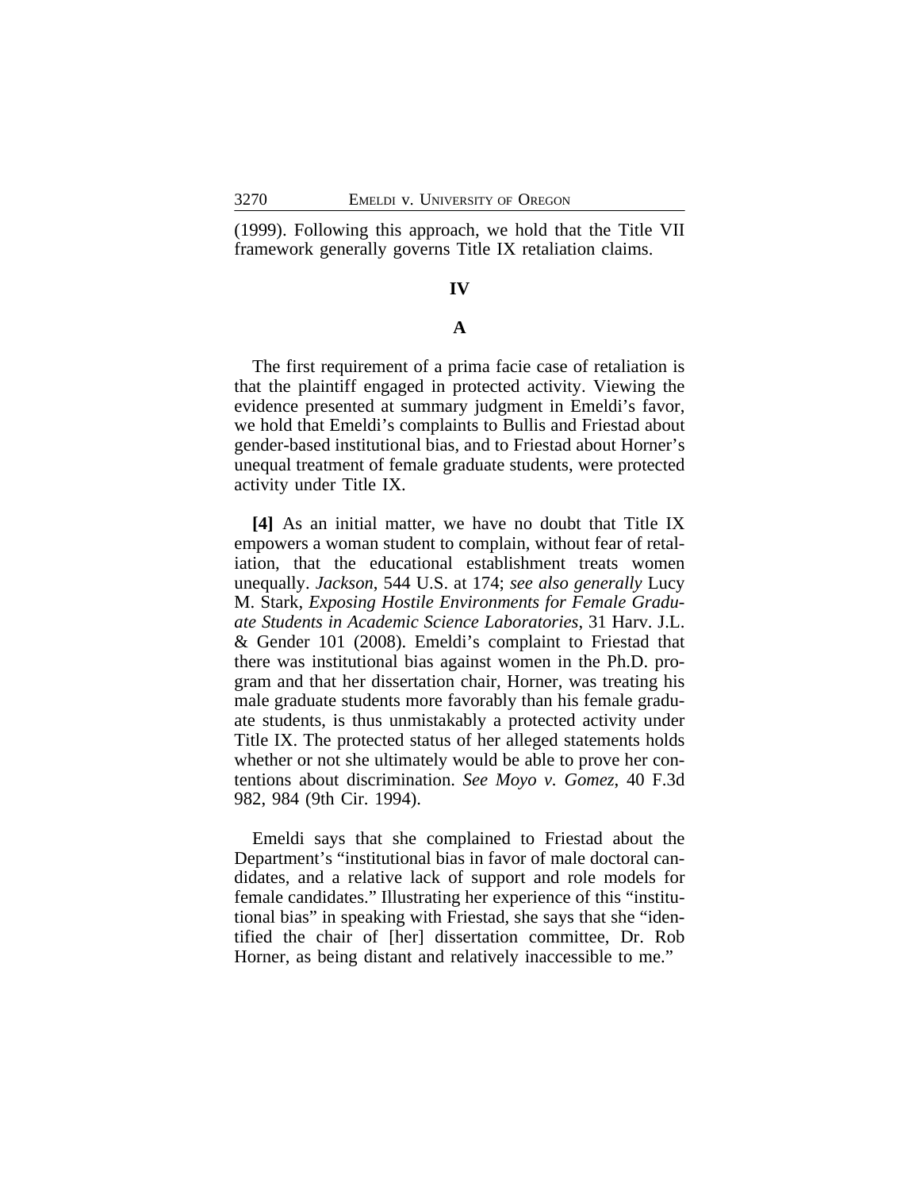(1999). Following this approach, we hold that the Title VII framework generally governs Title IX retaliation claims.

## IV

### A

The first requirement of a prima facie case of retaliation is that the plaintiff engaged in protected activity. Viewing the evidence presented at summary judgment in Emeldi's favor, we hold that Emeldi's complaints to Bullis and Friestad about gender-based institutional bias, and to Friestad about Horner's unequal treatment of female graduate students, were protected activity under Title IX.

**[4]** As an initial matter, we have no doubt that Title IX empowers a woman student to complain, without fear of retaliation, that the educational establishment treats women unequally. *Jackson*, 544 U.S. at 174; *see also generally* Lucy M. Stark, *Exposing Hostile Environments for Female Graduate Students in Academic Science Laboratories*, 31 Harv. J.L. & Gender 101 (2008). Emeldi's complaint to Friestad that there was institutional bias against women in the Ph.D. program and that her dissertation chair, Horner, was treating his male graduate students more favorably than his female graduate students, is thus unmistakably a protected activity under Title IX. The protected status of her alleged statements holds whether or not she ultimately would be able to prove her contentions about discrimination. *See Moyo v. Gomez*, 40 F.3d 982, 984 (9th Cir. 1994).

Emeldi says that she complained to Friestad about the Department's "institutional bias in favor of male doctoral candidates, and a relative lack of support and role models for female candidates." Illustrating her experience of this "institutional bias" in speaking with Friestad, she says that she "identified the chair of [her] dissertation committee, Dr. Rob Horner, as being distant and relatively inaccessible to me."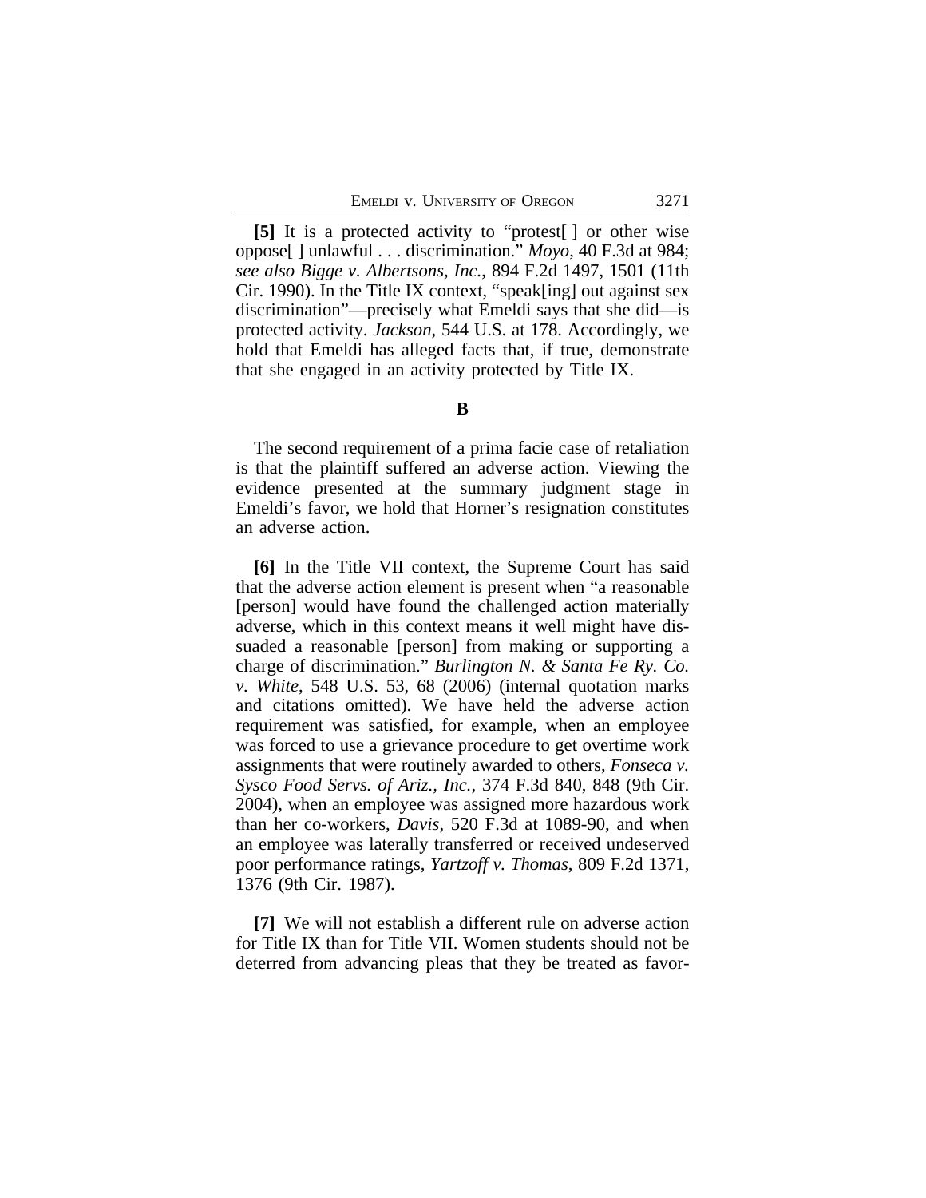**[5]** It is a protected activity to "protest[ ] or other wise oppose[ ] unlawful . . . discrimination." *Moyo*, 40 F.3d at 984; *see also Bigge v. Albertsons, Inc.*, 894 F.2d 1497, 1501 (11th Cir. 1990). In the Title IX context, "speak[ing] out against sex discrimination"—precisely what Emeldi says that she did—is protected activity. *Jackson*, 544 U.S. at 178. Accordingly, we hold that Emeldi has alleged facts that, if true, demonstrate that she engaged in an activity protected by Title IX.

### B

The second requirement of a prima facie case of retaliation is that the plaintiff suffered an adverse action. Viewing the evidence presented at the summary judgment stage in Emeldi's favor, we hold that Horner's resignation constitutes an adverse action.

**[6]** In the Title VII context, the Supreme Court has said that the adverse action element is present when "a reasonable [person] would have found the challenged action materially adverse, which in this context means it well might have dissuaded a reasonable [person] from making or supporting a charge of discrimination." *Burlington N. & Santa Fe Ry. Co. v. White*, 548 U.S. 53, 68 (2006) (internal quotation marks and citations omitted). We have held the adverse action requirement was satisfied, for example, when an employee was forced to use a grievance procedure to get overtime work assignments that were routinely awarded to others, *Fonseca v. Sysco Food Servs. of Ariz., Inc.*, 374 F.3d 840, 848 (9th Cir. 2004), when an employee was assigned more hazardous work than her co-workers, *Davis*, 520 F.3d at 1089-90, and when an employee was laterally transferred or received undeserved poor performance ratings, *Yartzoff v. Thomas*, 809 F.2d 1371, 1376 (9th Cir. 1987).

**[7]** We will not establish a different rule on adverse action for Title IX than for Title VII. Women students should not be deterred from advancing pleas that they be treated as favor-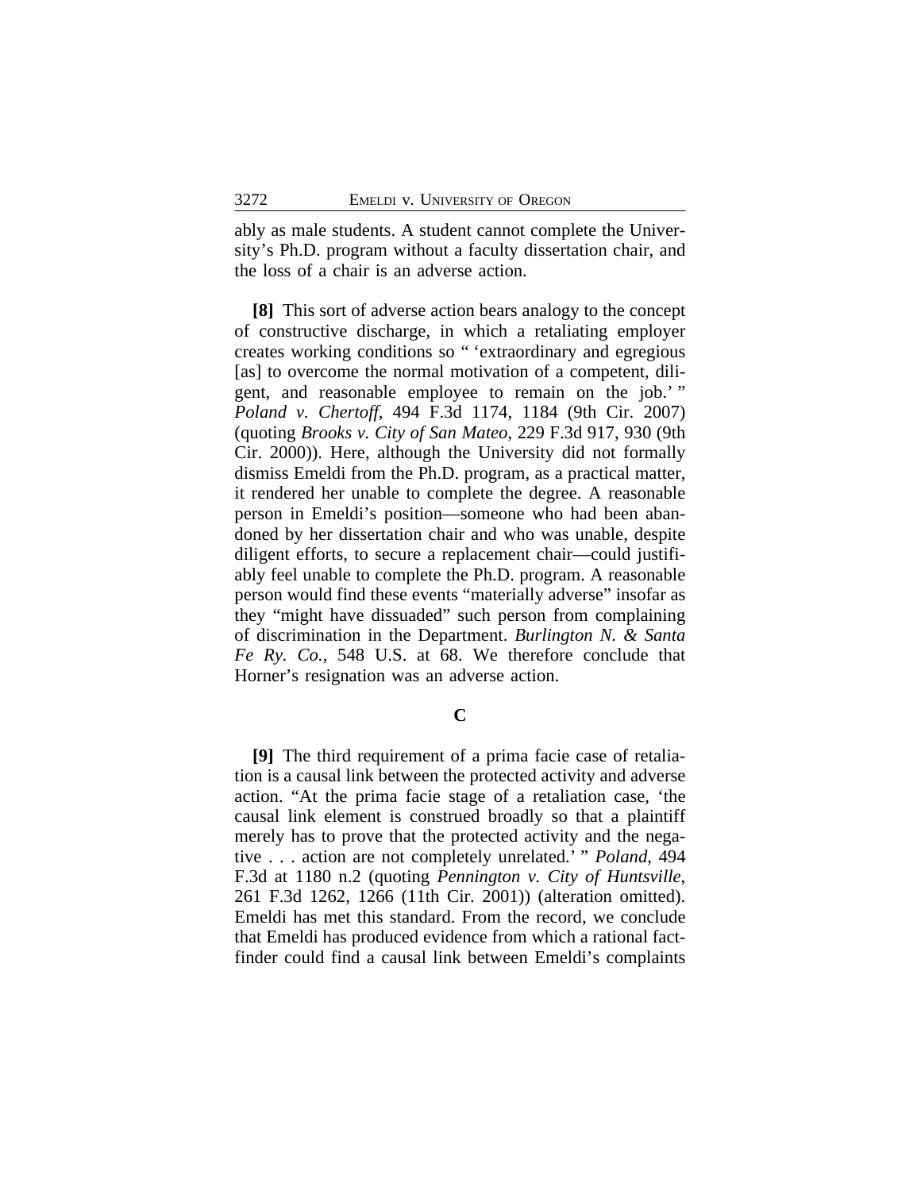ably as male students. A student cannot complete the University's Ph.D. program without a faculty dissertation chair, and the loss of a chair is an adverse action.

**[8]** This sort of adverse action bears analogy to the concept of constructive discharge, in which a retaliating employer creates working conditions so " 'extraordinary and egregious [as] to overcome the normal motivation of a competent, diligent, and reasonable employee to remain on the job.' " *Poland v. Chertoff*, 494 F.3d 1174, 1184 (9th Cir. 2007) (quoting *Brooks v. City of San Mateo*, 229 F.3d 917, 930 (9th Cir. 2000)). Here, although the University did not formally dismiss Emeldi from the Ph.D. program, as a practical matter, it rendered her unable to complete the degree. A reasonable person in Emeldi's position—someone who had been abandoned by her dissertation chair and who was unable, despite diligent efforts, to secure a replacement chair—could justifiably feel unable to complete the Ph.D. program. A reasonable person would find these events "materially adverse" insofar as they "might have dissuaded" such person from complaining of discrimination in the Department. *Burlington N. & Santa Fe Ry. Co.*, 548 U.S. at 68. We therefore conclude that Horner's resignation was an adverse action.

### C

**[9]** The third requirement of a prima facie case of retaliation is a causal link between the protected activity and adverse action. "At the prima facie stage of a retaliation case, 'the causal link element is construed broadly so that a plaintiff merely has to prove that the protected activity and the negative . . . action are not completely unrelated.' " *Poland*, 494 F.3d at 1180 n.2 (quoting *Pennington v. City of Huntsville*, 261 F.3d 1262, 1266 (11th Cir. 2001)) (alteration omitted). Emeldi has met this standard. From the record, we conclude that Emeldi has produced evidence from which a rational factfinder could find a causal link between Emeldi's complaints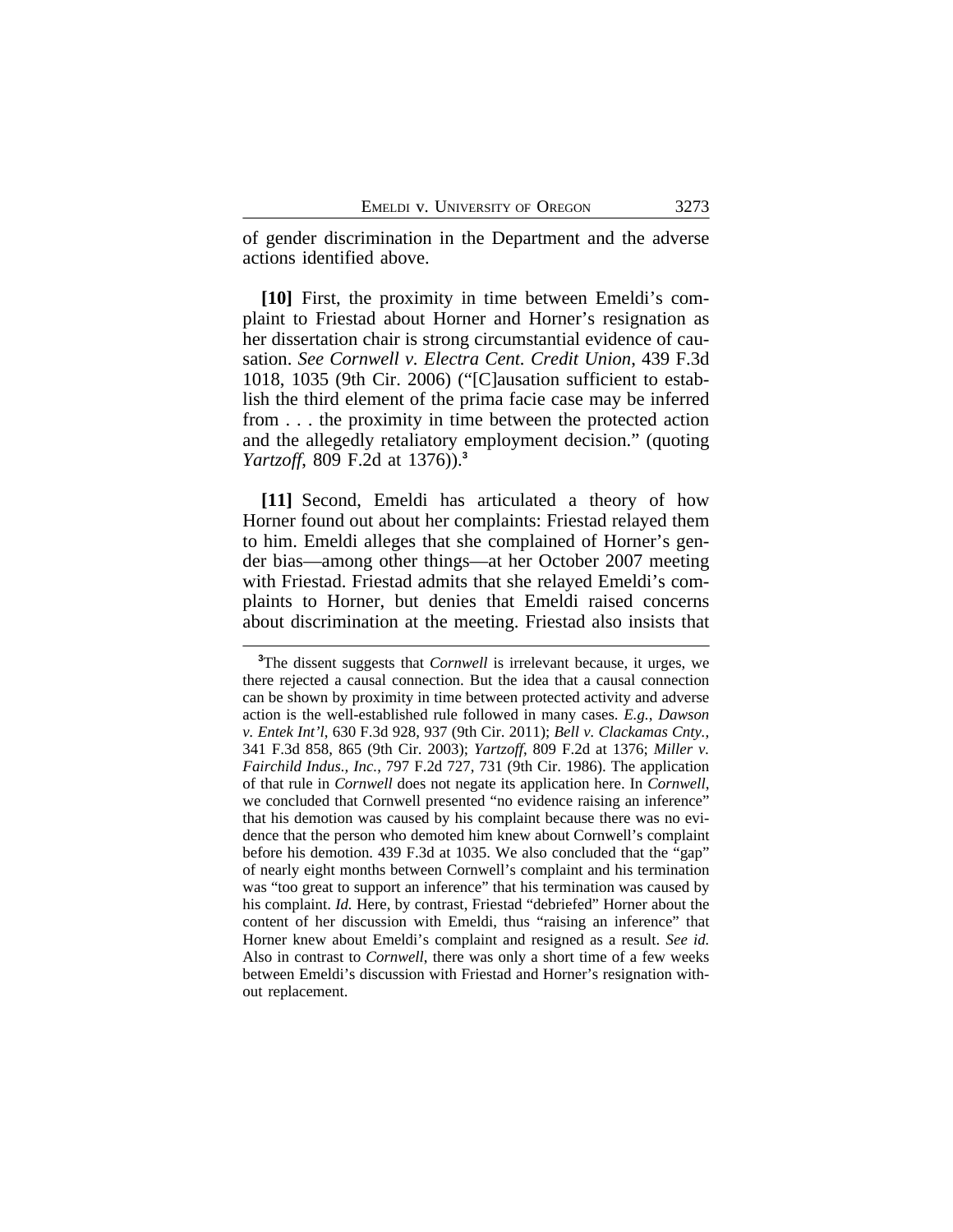of gender discrimination in the Department and the adverse actions identified above.

**[10]** First, the proximity in time between Emeldi's complaint to Friestad about Horner and Horner's resignation as her dissertation chair is strong circumstantial evidence of causation. *See Cornwell v. Electra Cent. Credit Union*, 439 F.3d 1018, 1035 (9th Cir. 2006) ("[C]ausation sufficient to establish the third element of the prima facie case may be inferred from . . . the proximity in time between the protected action and the allegedly retaliatory employment decision." (quoting *Yartzoff*, 809 F.2d at 1376)).[3]

**[11]** Second, Emeldi has articulated a theory of how Horner found out about her complaints: Friestad relayed them to him. Emeldi alleges that she complained of Horner's gender bias—among other things—at her October 2007 meeting with Friestad. Friestad admits that she relayed Emeldi's complaints to Horner, but denies that Emeldi raised concerns about discrimination at the meeting. Friestad also insists that

---

[3]The dissent suggests that *Cornwell* is irrelevant because, it urges, we there rejected a causal connection. But the idea that a causal connection can be shown by proximity in time between protected activity and adverse action is the well-established rule followed in many cases. *E.g.*, *Dawson v. Entek Int'l*, 630 F.3d 928, 937 (9th Cir. 2011); *Bell v. Clackamas Cnty.*, 341 F.3d 858, 865 (9th Cir. 2003); *Yartzoff*, 809 F.2d at 1376; *Miller v. Fairchild Indus., Inc.*, 797 F.2d 727, 731 (9th Cir. 1986). The application of that rule in *Cornwell* does not negate its application here. In *Cornwell*, we concluded that Cornwell presented "no evidence raising an inference" that his demotion was caused by his complaint because there was no evidence that the person who demoted him knew about Cornwell's complaint before his demotion. 439 F.3d at 1035. We also concluded that the "gap" of nearly eight months between Cornwell's complaint and his termination was "too great to support an inference" that his termination was caused by his complaint. *Id.* Here, by contrast, Friestad "debriefed" Horner about the content of her discussion with Emeldi, thus "raising an inference" that Horner knew about Emeldi's complaint and resigned as a result. *See id.* Also in contrast to *Cornwell*, there was only a short time of a few weeks between Emeldi's discussion with Friestad and Horner's resignation without replacement.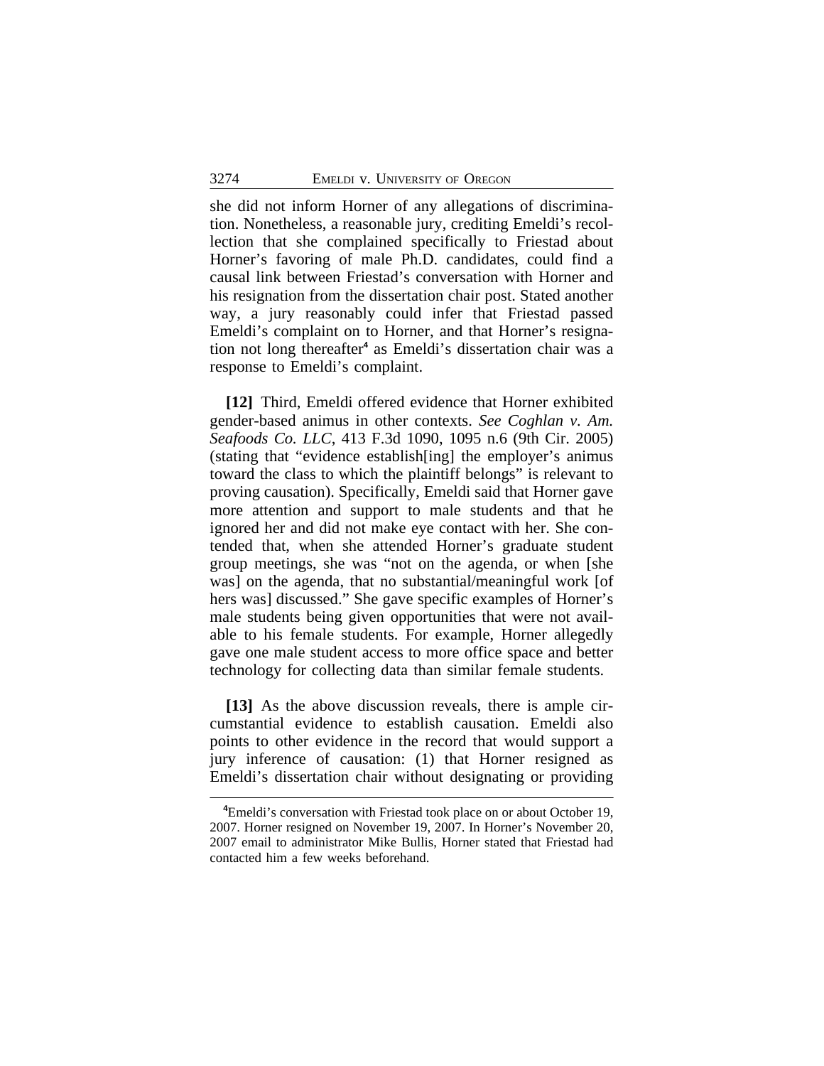she did not inform Horner of any allegations of discrimination. Nonetheless, a reasonable jury, crediting Emeldi's recollection that she complained specifically to Friestad about Horner's favoring of male Ph.D. candidates, could find a causal link between Friestad's conversation with Horner and his resignation from the dissertation chair post. Stated another way, a jury reasonably could infer that Friestad passed Emeldi's complaint on to Horner, and that Horner's resignation not long thereafter[4] as Emeldi's dissertation chair was a response to Emeldi's complaint.

**[12]** Third, Emeldi offered evidence that Horner exhibited gender-based animus in other contexts. *See Coghlan v. Am. Seafoods Co. LLC*, 413 F.3d 1090, 1095 n.6 (9th Cir. 2005) (stating that "evidence establish[ing] the employer's animus toward the class to which the plaintiff belongs" is relevant to proving causation). Specifically, Emeldi said that Horner gave more attention and support to male students and that he ignored her and did not make eye contact with her. She contended that, when she attended Horner's graduate student group meetings, she was "not on the agenda, or when [she was] on the agenda, that no substantial/meaningful work [of hers was] discussed." She gave specific examples of Horner's male students being given opportunities that were not available to his female students. For example, Horner allegedly gave one male student access to more office space and better technology for collecting data than similar female students.

**[13]** As the above discussion reveals, there is ample circumstantial evidence to establish causation. Emeldi also points to other evidence in the record that would support a jury inference of causation: (1) that Horner resigned as Emeldi's dissertation chair without designating or providing

---

[4]Emeldi's conversation with Friestad took place on or about October 19, 2007. Horner resigned on November 19, 2007. In Horner's November 20, 2007 email to administrator Mike Bullis, Horner stated that Friestad had contacted him a few weeks beforehand.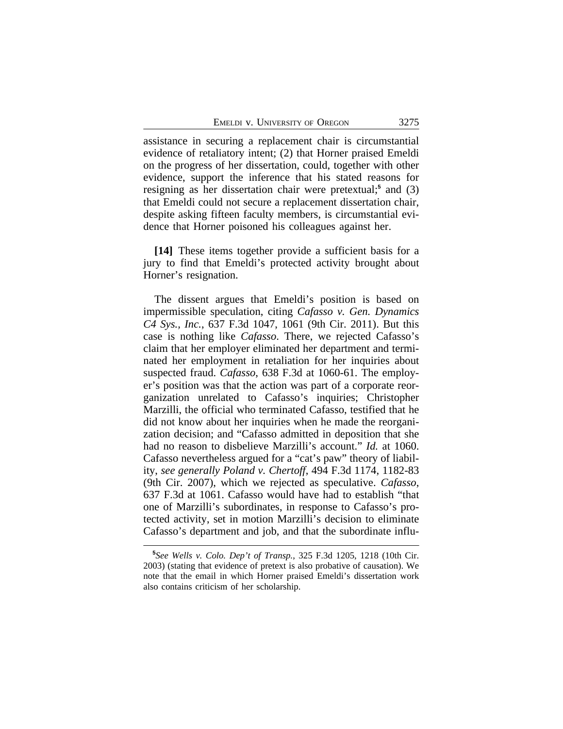assistance in securing a replacement chair is circumstantial evidence of retaliatory intent; (2) that Horner praised Emeldi on the progress of her dissertation, could, together with other evidence, support the inference that his stated reasons for resigning as her dissertation chair were pretextual;[5] and (3) that Emeldi could not secure a replacement dissertation chair, despite asking fifteen faculty members, is circumstantial evidence that Horner poisoned his colleagues against her.

**[14]** These items together provide a sufficient basis for a jury to find that Emeldi's protected activity brought about Horner's resignation.

The dissent argues that Emeldi's position is based on impermissible speculation, citing *Cafasso v. Gen. Dynamics C4 Sys., Inc.*, 637 F.3d 1047, 1061 (9th Cir. 2011). But this case is nothing like *Cafasso*. There, we rejected Cafasso's claim that her employer eliminated her department and terminated her employment in retaliation for her inquiries about suspected fraud. *Cafasso*, 638 F.3d at 1060-61. The employer's position was that the action was part of a corporate reorganization unrelated to Cafasso's inquiries; Christopher Marzilli, the official who terminated Cafasso, testified that he did not know about her inquiries when he made the reorganization decision; and "Cafasso admitted in deposition that she had no reason to disbelieve Marzilli's account." *Id.* at 1060. Cafasso nevertheless argued for a "cat's paw" theory of liability, *see generally Poland v. Chertoff*, 494 F.3d 1174, 1182-83 (9th Cir. 2007), which we rejected as speculative. *Cafasso*, 637 F.3d at 1061. Cafasso would have had to establish "that one of Marzilli's subordinates, in response to Cafasso's protected activity, set in motion Marzilli's decision to eliminate Cafasso's department and job, and that the subordinate influ-

[5]*See Wells v. Colo. Dep't of Transp.*, 325 F.3d 1205, 1218 (10th Cir. 2003) (stating that evidence of pretext is also probative of causation). We note that the email in which Horner praised Emeldi's dissertation work also contains criticism of her scholarship.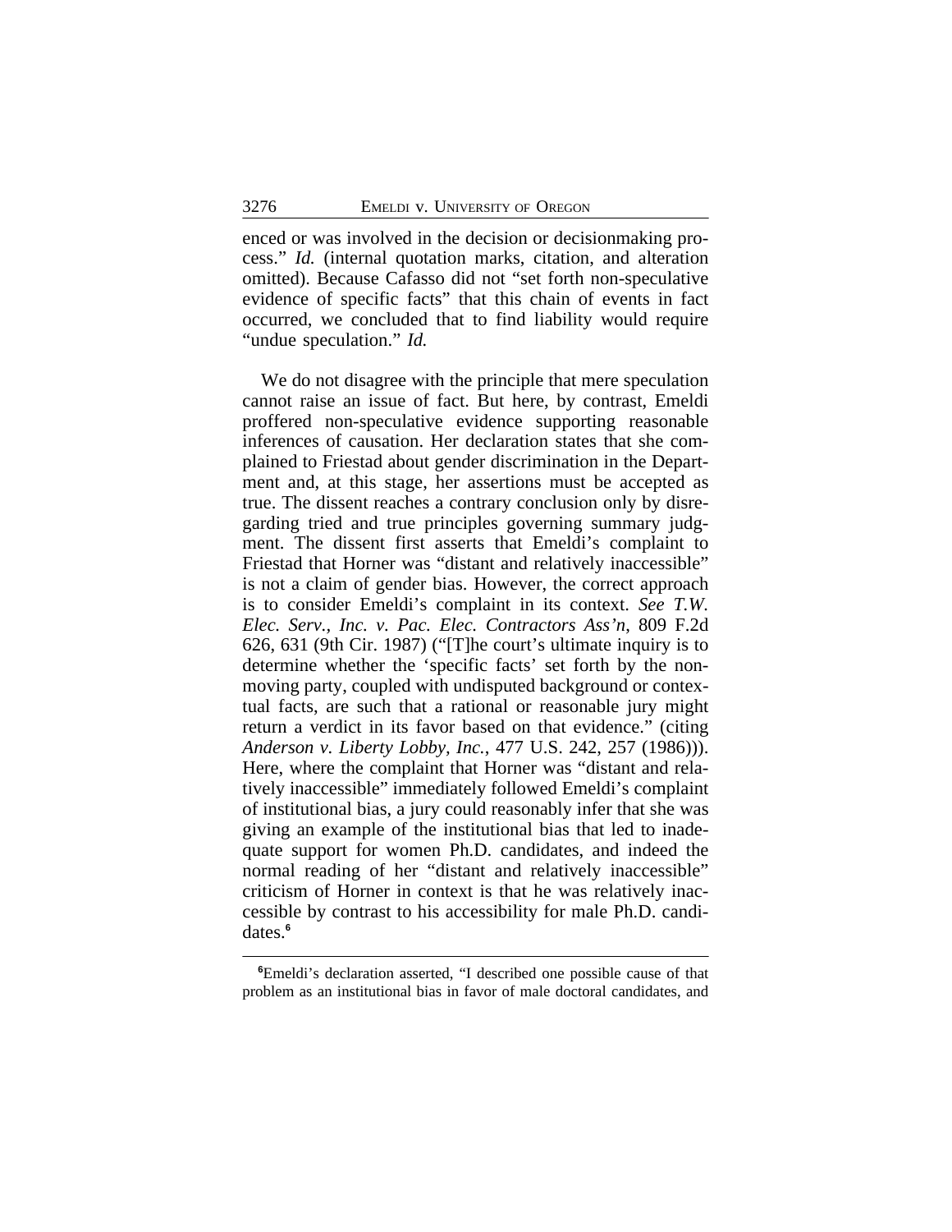enced or was involved in the decision or decisionmaking process." *Id.* (internal quotation marks, citation, and alteration omitted). Because Cafasso did not "set forth non-speculative evidence of specific facts" that this chain of events in fact occurred, we concluded that to find liability would require "undue speculation." *Id.*

We do not disagree with the principle that mere speculation cannot raise an issue of fact. But here, by contrast, Emeldi proffered non-speculative evidence supporting reasonable inferences of causation. Her declaration states that she complained to Friestad about gender discrimination in the Department and, at this stage, her assertions must be accepted as true. The dissent reaches a contrary conclusion only by disregarding tried and true principles governing summary judgment. The dissent first asserts that Emeldi's complaint to Friestad that Horner was "distant and relatively inaccessible" is not a claim of gender bias. However, the correct approach is to consider Emeldi's complaint in its context. *See T.W. Elec. Serv., Inc. v. Pac. Elec. Contractors Ass'n*, 809 F.2d 626, 631 (9th Cir. 1987) ("[T]he court's ultimate inquiry is to determine whether the 'specific facts' set forth by the nonmoving party, coupled with undisputed background or contextual facts, are such that a rational or reasonable jury might return a verdict in its favor based on that evidence." (citing *Anderson v. Liberty Lobby, Inc.*, 477 U.S. 242, 257 (1986))). Here, where the complaint that Horner was "distant and relatively inaccessible" immediately followed Emeldi's complaint of institutional bias, a jury could reasonably infer that she was giving an example of the institutional bias that led to inadequate support for women Ph.D. candidates, and indeed the normal reading of her "distant and relatively inaccessible" criticism of Horner in context is that he was relatively inaccessible by contrast to his accessibility for male Ph.D. candidates.[6]

[6]Emeldi's declaration asserted, "I described one possible cause of that problem as an institutional bias in favor of male doctoral candidates, and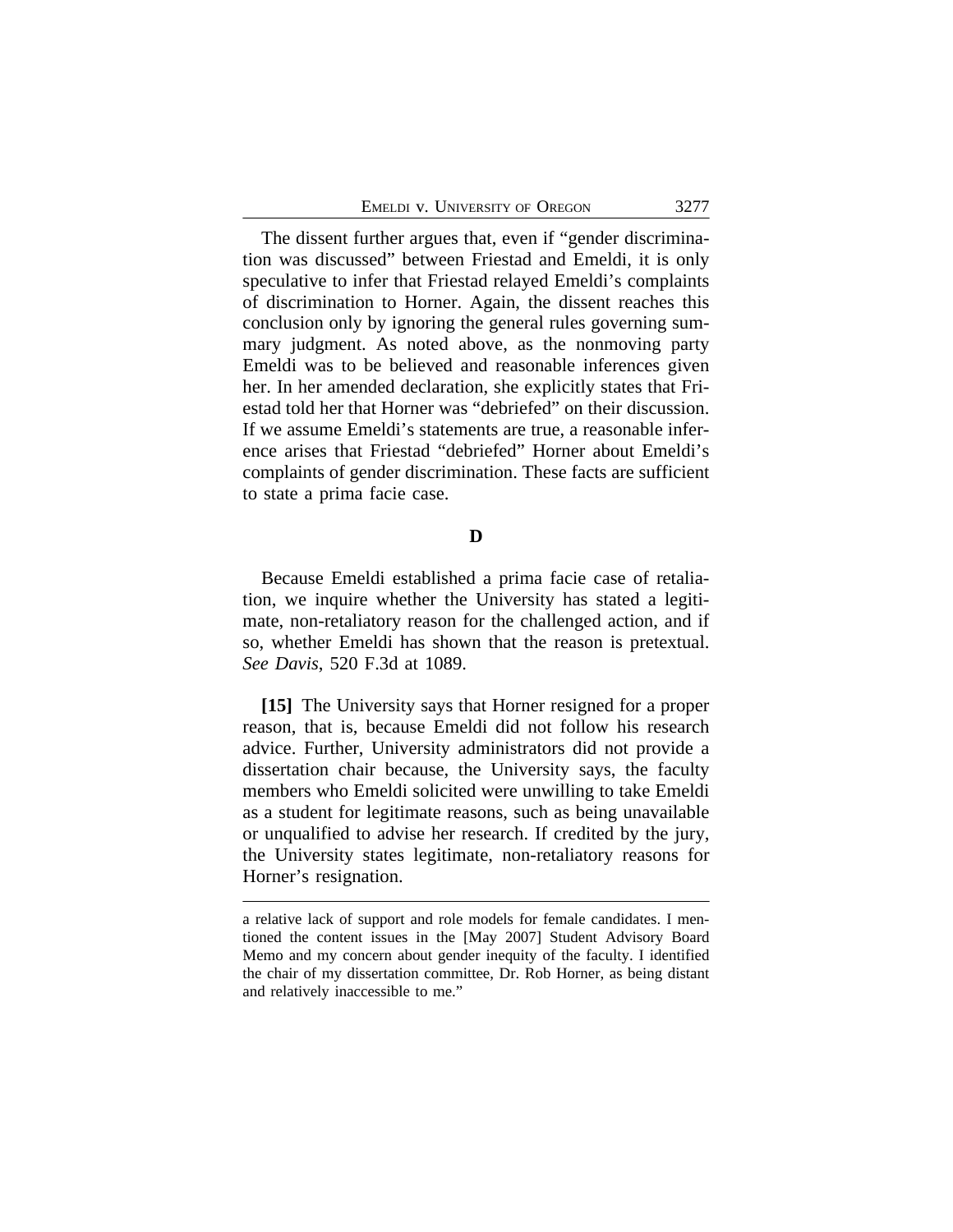The dissent further argues that, even if "gender discrimination was discussed" between Friestad and Emeldi, it is only speculative to infer that Friestad relayed Emeldi's complaints of discrimination to Horner. Again, the dissent reaches this conclusion only by ignoring the general rules governing summary judgment. As noted above, as the nonmoving party Emeldi was to be believed and reasonable inferences given her. In her amended declaration, she explicitly states that Friestad told her that Horner was "debriefed" on their discussion. If we assume Emeldi's statements are true, a reasonable inference arises that Friestad "debriefed" Horner about Emeldi's complaints of gender discrimination. These facts are sufficient to state a prima facie case.

**D**

Because Emeldi established a prima facie case of retaliation, we inquire whether the University has stated a legitimate, non-retaliatory reason for the challenged action, and if so, whether Emeldi has shown that the reason is pretextual. *See Davis*, 520 F.3d at 1089.

**[15]** The University says that Horner resigned for a proper reason, that is, because Emeldi did not follow his research advice. Further, University administrators did not provide a dissertation chair because, the University says, the faculty members who Emeldi solicited were unwilling to take Emeldi as a student for legitimate reasons, such as being unavailable or unqualified to advise her research. If credited by the jury, the University states legitimate, non-retaliatory reasons for Horner's resignation.

---

a relative lack of support and role models for female candidates. I mentioned the content issues in the [May 2007] Student Advisory Board Memo and my concern about gender inequity of the faculty. I identified the chair of my dissertation committee, Dr. Rob Horner, as being distant and relatively inaccessible to me."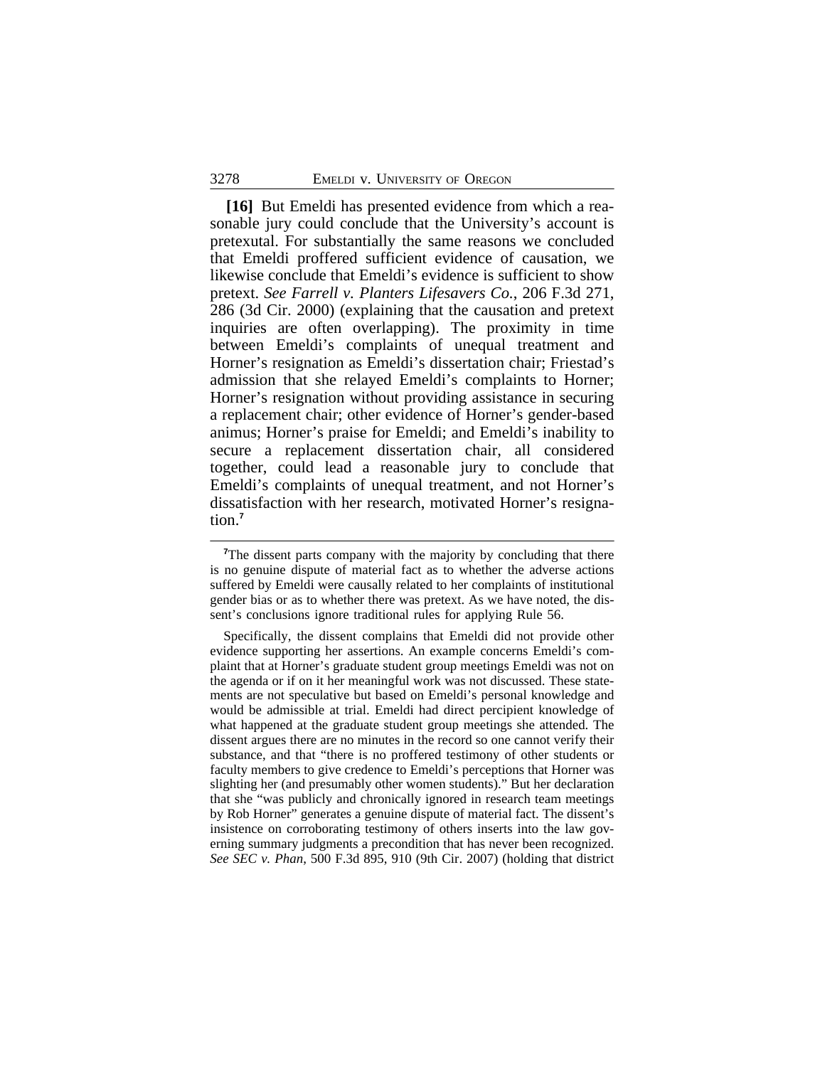**[16]** But Emeldi has presented evidence from which a reasonable jury could conclude that the University's account is pretexutal. For substantially the same reasons we concluded that Emeldi proffered sufficient evidence of causation, we likewise conclude that Emeldi's evidence is sufficient to show pretext. *See Farrell v. Planters Lifesavers Co.*, 206 F.3d 271, 286 (3d Cir. 2000) (explaining that the causation and pretext inquiries are often overlapping). The proximity in time between Emeldi's complaints of unequal treatment and Horner's resignation as Emeldi's dissertation chair; Friestad's admission that she relayed Emeldi's complaints to Horner; Horner's resignation without providing assistance in securing a replacement chair; other evidence of Horner's gender-based animus; Horner's praise for Emeldi; and Emeldi's inability to secure a replacement dissertation chair, all considered together, could lead a reasonable jury to conclude that Emeldi's complaints of unequal treatment, and not Horner's dissatisfaction with her research, motivated Horner's resignation.[7]

---

[7]The dissent parts company with the majority by concluding that there is no genuine dispute of material fact as to whether the adverse actions suffered by Emeldi were causally related to her complaints of institutional gender bias or as to whether there was pretext. As we have noted, the dissent's conclusions ignore traditional rules for applying Rule 56.

Specifically, the dissent complains that Emeldi did not provide other evidence supporting her assertions. An example concerns Emeldi's complaint that at Horner's graduate student group meetings Emeldi was not on the agenda or if on it her meaningful work was not discussed. These statements are not speculative but based on Emeldi's personal knowledge and would be admissible at trial. Emeldi had direct percipient knowledge of what happened at the graduate student group meetings she attended. The dissent argues there are no minutes in the record so one cannot verify their substance, and that "there is no proffered testimony of other students or faculty members to give credence to Emeldi's perceptions that Horner was slighting her (and presumably other women students)." But her declaration that she "was publicly and chronically ignored in research team meetings by Rob Horner" generates a genuine dispute of material fact. The dissent's insistence on corroborating testimony of others inserts into the law governing summary judgments a precondition that has never been recognized. *See SEC v. Phan*, 500 F.3d 895, 910 (9th Cir. 2007) (holding that district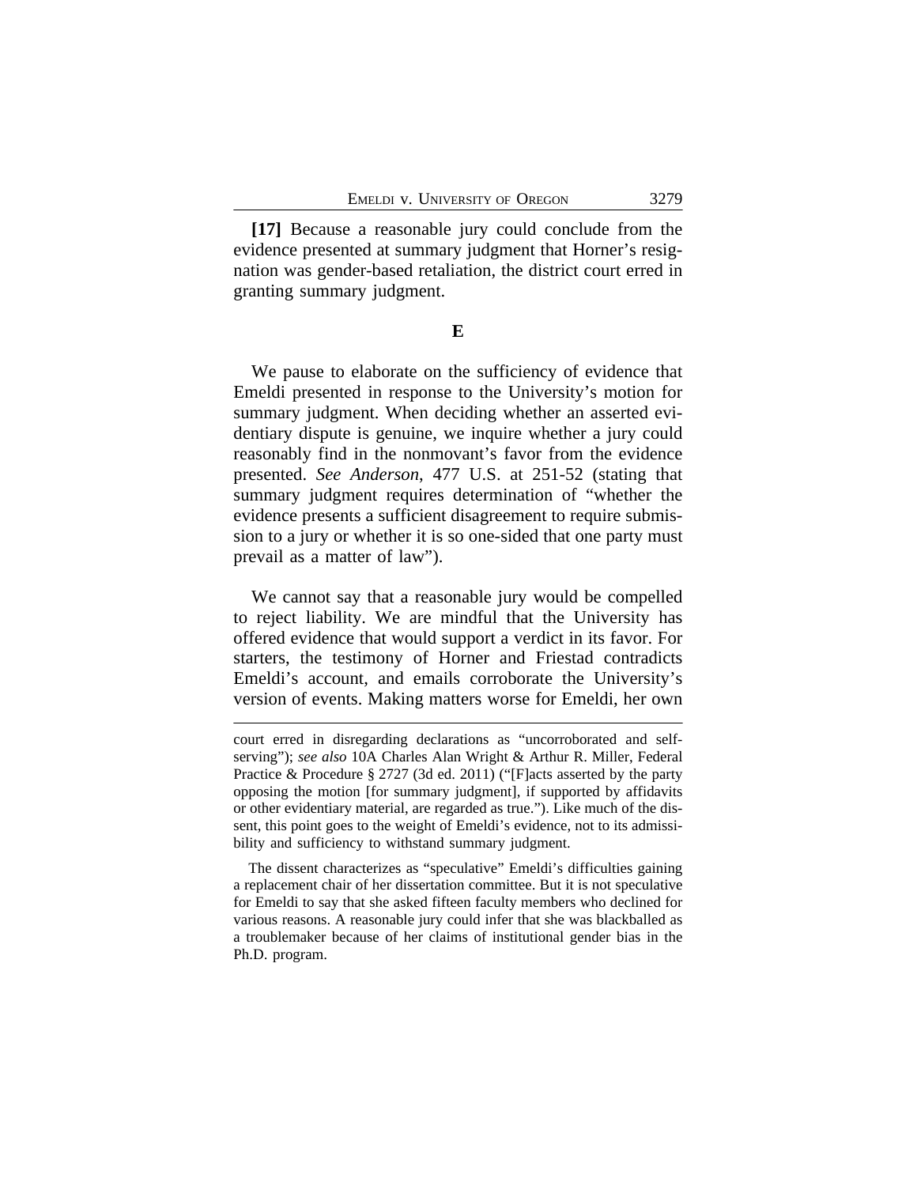**[17]** Because a reasonable jury could conclude from the evidence presented at summary judgment that Horner's resignation was gender-based retaliation, the district court erred in granting summary judgment.

### E

We pause to elaborate on the sufficiency of evidence that Emeldi presented in response to the University's motion for summary judgment. When deciding whether an asserted evidentiary dispute is genuine, we inquire whether a jury could reasonably find in the nonmovant's favor from the evidence presented. *See Anderson*, 477 U.S. at 251-52 (stating that summary judgment requires determination of "whether the evidence presents a sufficient disagreement to require submission to a jury or whether it is so one-sided that one party must prevail as a matter of law").

We cannot say that a reasonable jury would be compelled to reject liability. We are mindful that the University has offered evidence that would support a verdict in its favor. For starters, the testimony of Horner and Friestad contradicts Emeldi's account, and emails corroborate the University's version of events. Making matters worse for Emeldi, her own

---

court erred in disregarding declarations as "uncorroborated and self-serving"); *see also* 10A Charles Alan Wright & Arthur R. Miller, Federal Practice & Procedure § 2727 (3d ed. 2011) ("[F]acts asserted by the party opposing the motion [for summary judgment], if supported by affidavits or other evidentiary material, are regarded as true."). Like much of the dissent, this point goes to the weight of Emeldi's evidence, not to its admissibility and sufficiency to withstand summary judgment.

The dissent characterizes as "speculative" Emeldi's difficulties gaining a replacement chair of her dissertation committee. But it is not speculative for Emeldi to say that she asked fifteen faculty members who declined for various reasons. A reasonable jury could infer that she was blackballed as a troublemaker because of her claims of institutional gender bias in the Ph.D. program.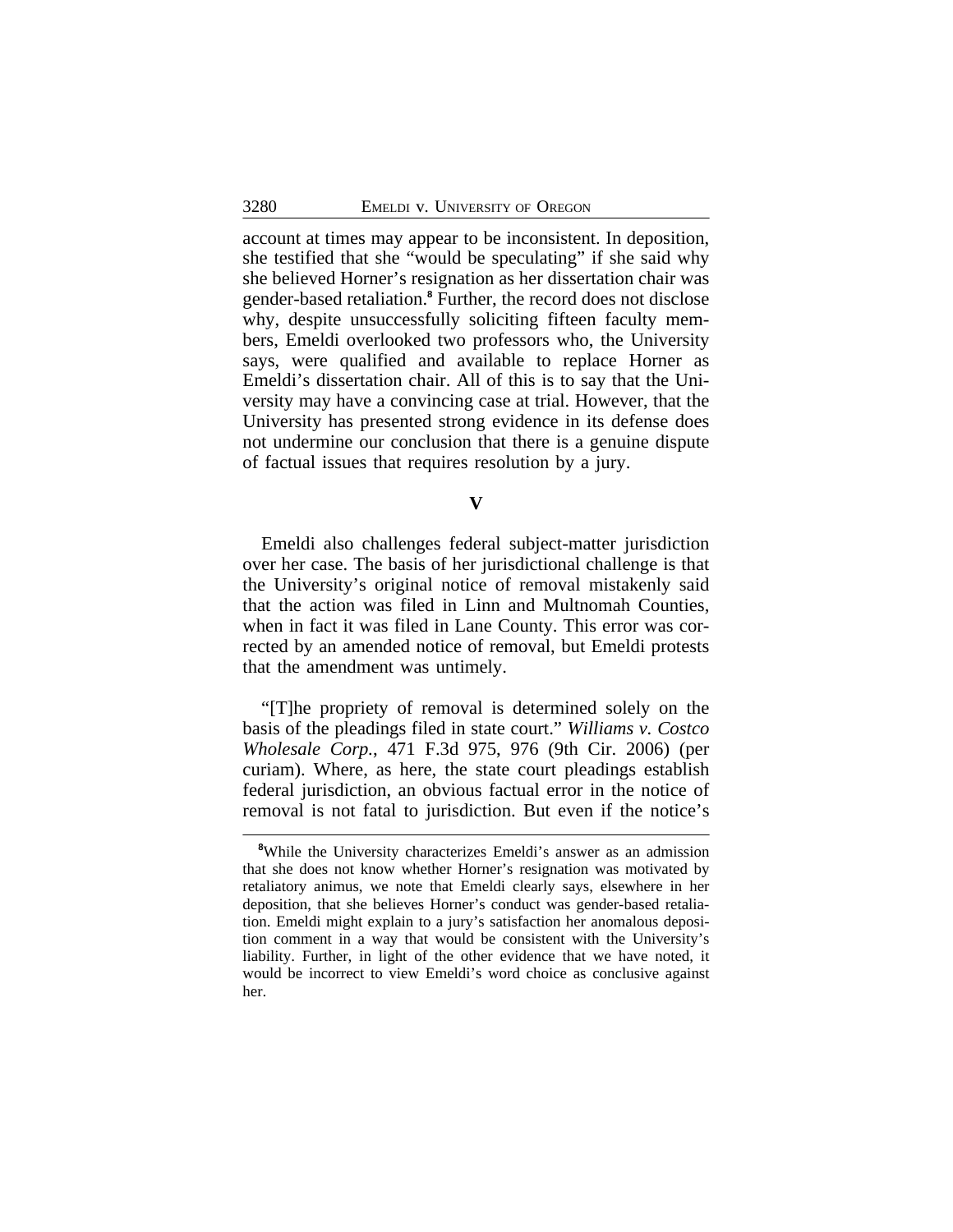account at times may appear to be inconsistent. In deposition, she testified that she "would be speculating" if she said why she believed Horner's resignation as her dissertation chair was gender-based retaliation.[8] Further, the record does not disclose why, despite unsuccessfully soliciting fifteen faculty members, Emeldi overlooked two professors who, the University says, were qualified and available to replace Horner as Emeldi's dissertation chair. All of this is to say that the University may have a convincing case at trial. However, that the University has presented strong evidence in its defense does not undermine our conclusion that there is a genuine dispute of factual issues that requires resolution by a jury.

## V

Emeldi also challenges federal subject-matter jurisdiction over her case. The basis of her jurisdictional challenge is that the University's original notice of removal mistakenly said that the action was filed in Linn and Multnomah Counties, when in fact it was filed in Lane County. This error was corrected by an amended notice of removal, but Emeldi protests that the amendment was untimely.

"[T]he propriety of removal is determined solely on the basis of the pleadings filed in state court." *Williams v. Costco Wholesale Corp.*, 471 F.3d 975, 976 (9th Cir. 2006) (per curiam). Where, as here, the state court pleadings establish federal jurisdiction, an obvious factual error in the notice of removal is not fatal to jurisdiction. But even if the notice's

[8]While the University characterizes Emeldi's answer as an admission that she does not know whether Horner's resignation was motivated by retaliatory animus, we note that Emeldi clearly says, elsewhere in her deposition, that she believes Horner's conduct was gender-based retaliation. Emeldi might explain to a jury's satisfaction her anomalous deposition comment in a way that would be consistent with the University's liability. Further, in light of the other evidence that we have noted, it would be incorrect to view Emeldi's word choice as conclusive against her.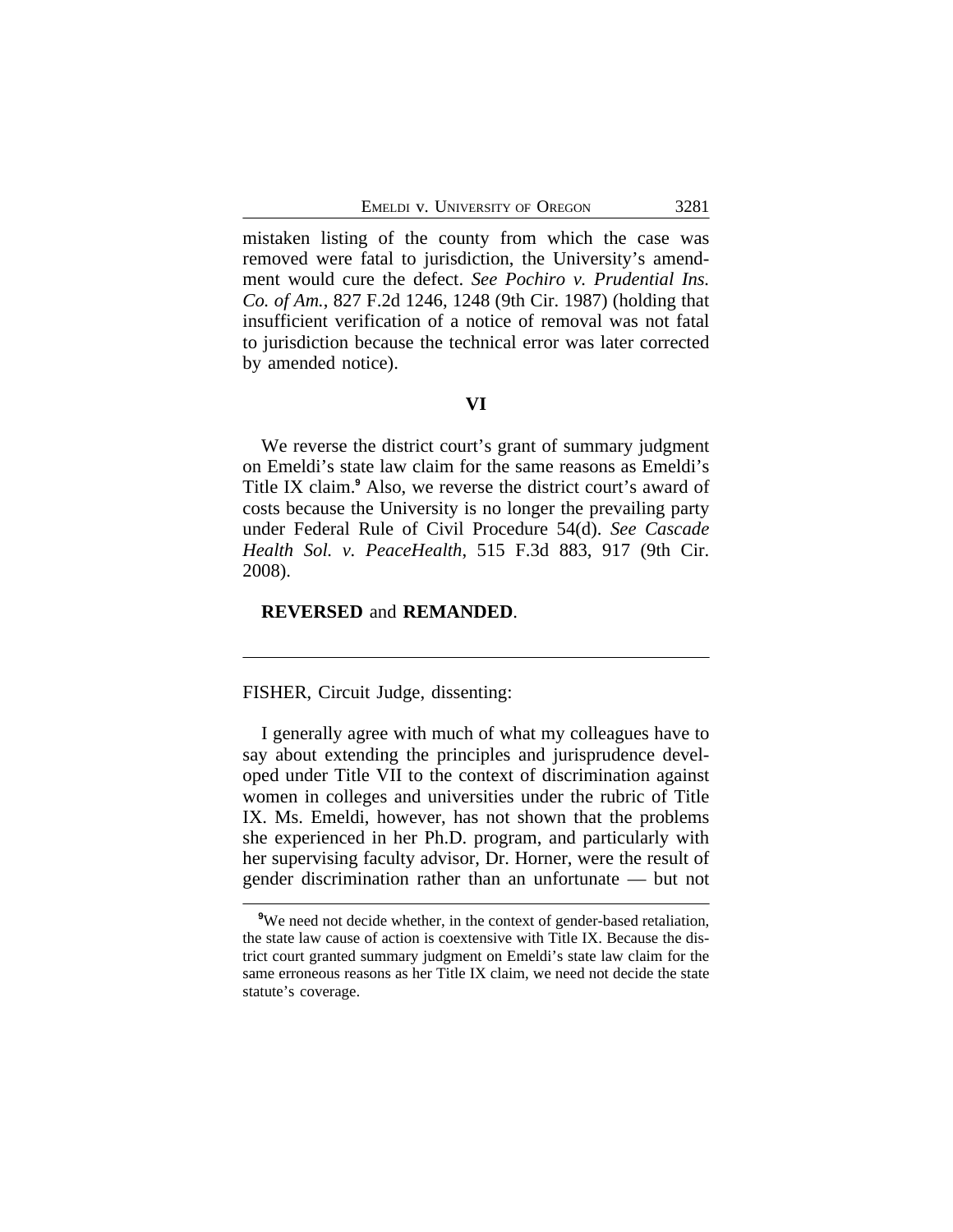mistaken listing of the county from which the case was removed were fatal to jurisdiction, the University's amendment would cure the defect. *See Pochiro v. Prudential Ins. Co. of Am.*, 827 F.2d 1246, 1248 (9th Cir. 1987) (holding that insufficient verification of a notice of removal was not fatal to jurisdiction because the technical error was later corrected by amended notice).

## VI

We reverse the district court's grant of summary judgment on Emeldi's state law claim for the same reasons as Emeldi's Title IX claim.[9] Also, we reverse the district court's award of costs because the University is no longer the prevailing party under Federal Rule of Civil Procedure 54(d). *See Cascade Health Sol. v. PeaceHealth*, 515 F.3d 883, 917 (9th Cir. 2008).

**REVERSED** and **REMANDED**.

---

FISHER, Circuit Judge, dissenting:

I generally agree with much of what my colleagues have to say about extending the principles and jurisprudence developed under Title VII to the context of discrimination against women in colleges and universities under the rubric of Title IX. Ms. Emeldi, however, has not shown that the problems she experienced in her Ph.D. program, and particularly with her supervising faculty advisor, Dr. Horner, were the result of gender discrimination rather than an unfortunate — but not

---

[9]We need not decide whether, in the context of gender-based retaliation, the state law cause of action is coextensive with Title IX. Because the district court granted summary judgment on Emeldi's state law claim for the same erroneous reasons as her Title IX claim, we need not decide the state statute's coverage.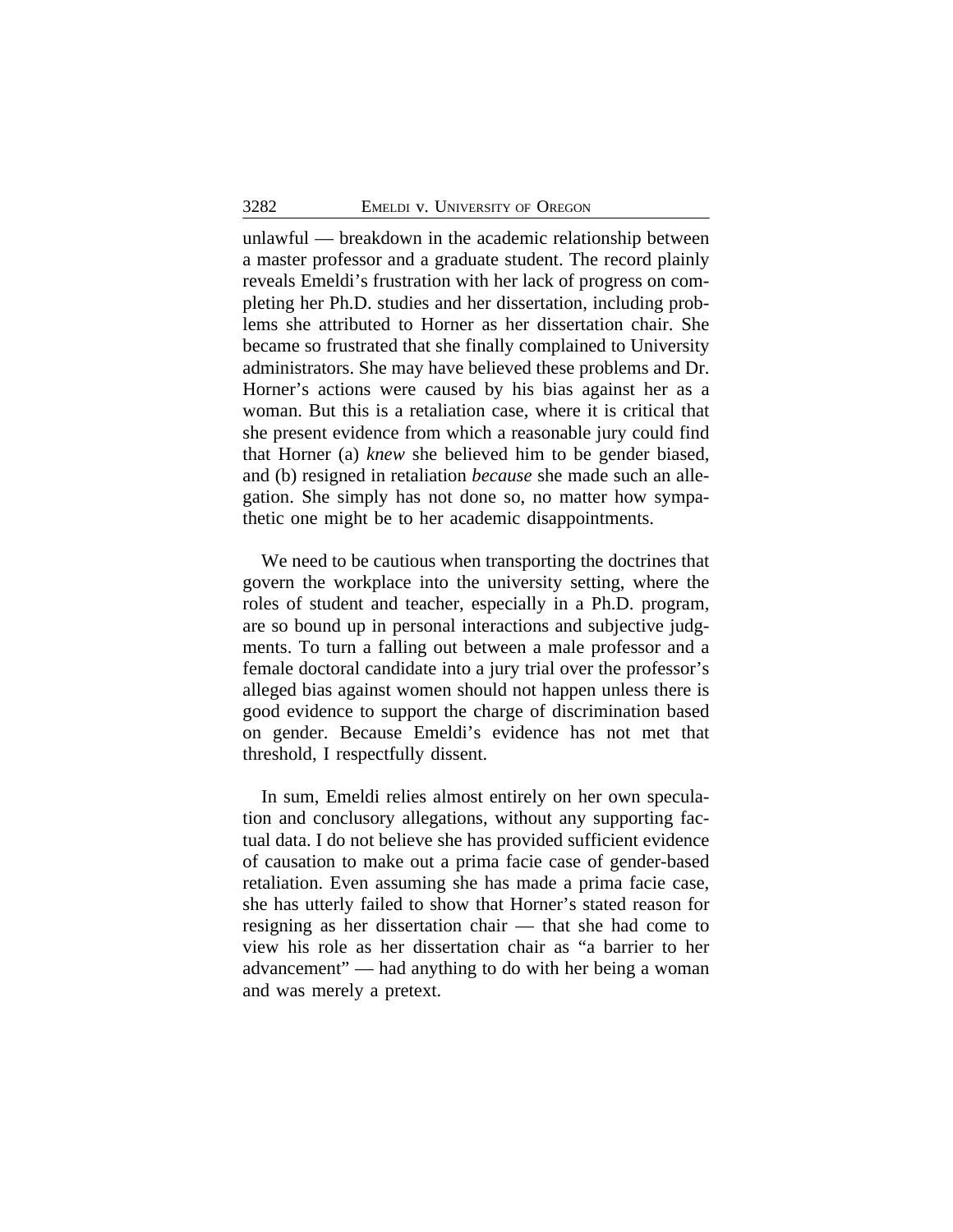unlawful — breakdown in the academic relationship between a master professor and a graduate student. The record plainly reveals Emeldi's frustration with her lack of progress on completing her Ph.D. studies and her dissertation, including problems she attributed to Horner as her dissertation chair. She became so frustrated that she finally complained to University administrators. She may have believed these problems and Dr. Horner's actions were caused by his bias against her as a woman. But this is a retaliation case, where it is critical that she present evidence from which a reasonable jury could find that Horner (a) *knew* she believed him to be gender biased, and (b) resigned in retaliation *because* she made such an allegation. She simply has not done so, no matter how sympathetic one might be to her academic disappointments.

We need to be cautious when transporting the doctrines that govern the workplace into the university setting, where the roles of student and teacher, especially in a Ph.D. program, are so bound up in personal interactions and subjective judgments. To turn a falling out between a male professor and a female doctoral candidate into a jury trial over the professor's alleged bias against women should not happen unless there is good evidence to support the charge of discrimination based on gender. Because Emeldi's evidence has not met that threshold, I respectfully dissent.

In sum, Emeldi relies almost entirely on her own speculation and conclusory allegations, without any supporting factual data. I do not believe she has provided sufficient evidence of causation to make out a prima facie case of gender-based retaliation. Even assuming she has made a prima facie case, she has utterly failed to show that Horner's stated reason for resigning as her dissertation chair — that she had come to view his role as her dissertation chair as "a barrier to her advancement" — had anything to do with her being a woman and was merely a pretext.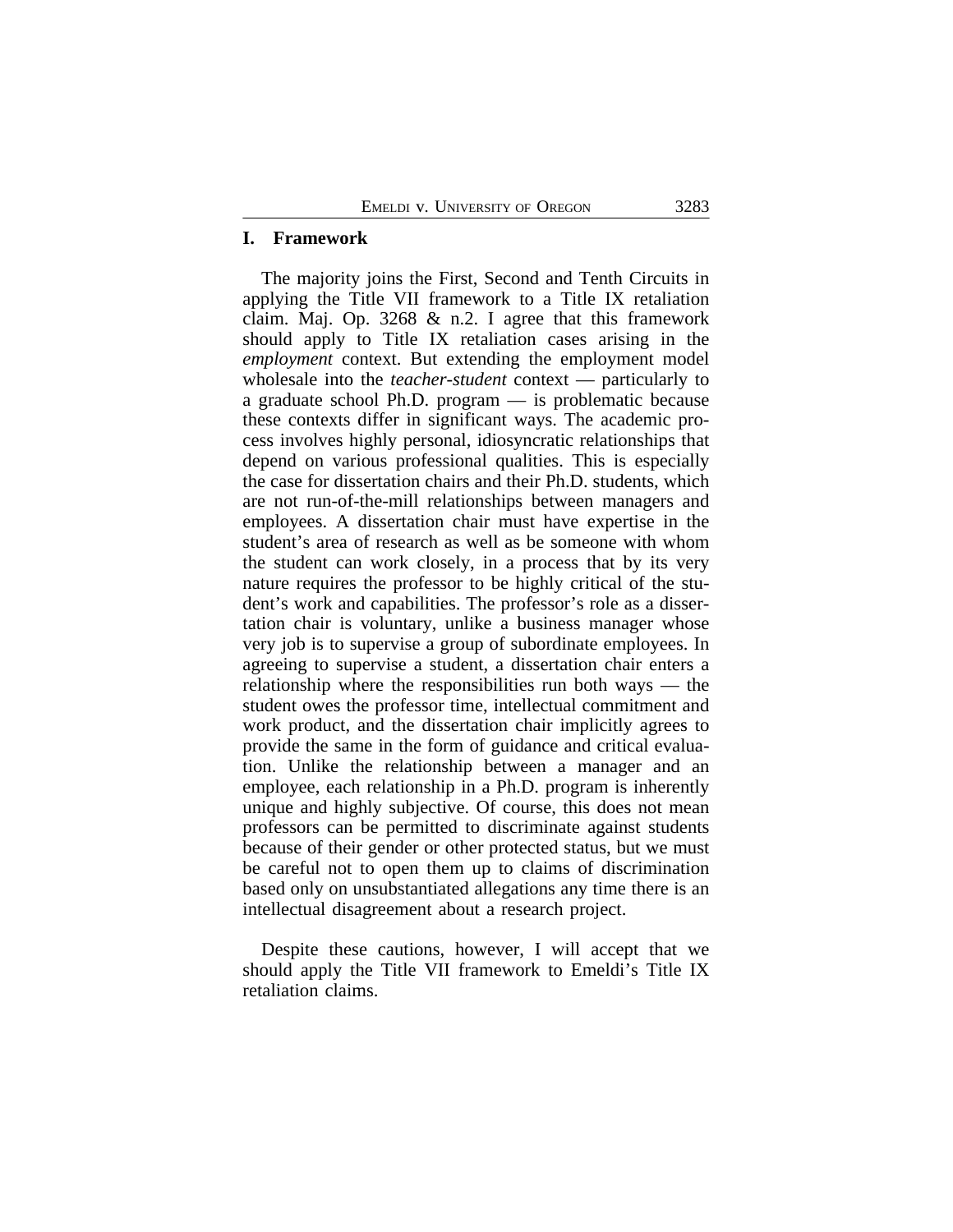## I. Framework

The majority joins the First, Second and Tenth Circuits in applying the Title VII framework to a Title IX retaliation claim. Maj. Op. 3268 & n.2. I agree that this framework should apply to Title IX retaliation cases arising in the *employment* context. But extending the employment model wholesale into the *teacher-student* context — particularly to a graduate school Ph.D. program — is problematic because these contexts differ in significant ways. The academic process involves highly personal, idiosyncratic relationships that depend on various professional qualities. This is especially the case for dissertation chairs and their Ph.D. students, which are not run-of-the-mill relationships between managers and employees. A dissertation chair must have expertise in the student's area of research as well as be someone with whom the student can work closely, in a process that by its very nature requires the professor to be highly critical of the student's work and capabilities. The professor's role as a dissertation chair is voluntary, unlike a business manager whose very job is to supervise a group of subordinate employees. In agreeing to supervise a student, a dissertation chair enters a relationship where the responsibilities run both ways — the student owes the professor time, intellectual commitment and work product, and the dissertation chair implicitly agrees to provide the same in the form of guidance and critical evaluation. Unlike the relationship between a manager and an employee, each relationship in a Ph.D. program is inherently unique and highly subjective. Of course, this does not mean professors can be permitted to discriminate against students because of their gender or other protected status, but we must be careful not to open them up to claims of discrimination based only on unsubstantiated allegations any time there is an intellectual disagreement about a research project.

Despite these cautions, however, I will accept that we should apply the Title VII framework to Emeldi's Title IX retaliation claims.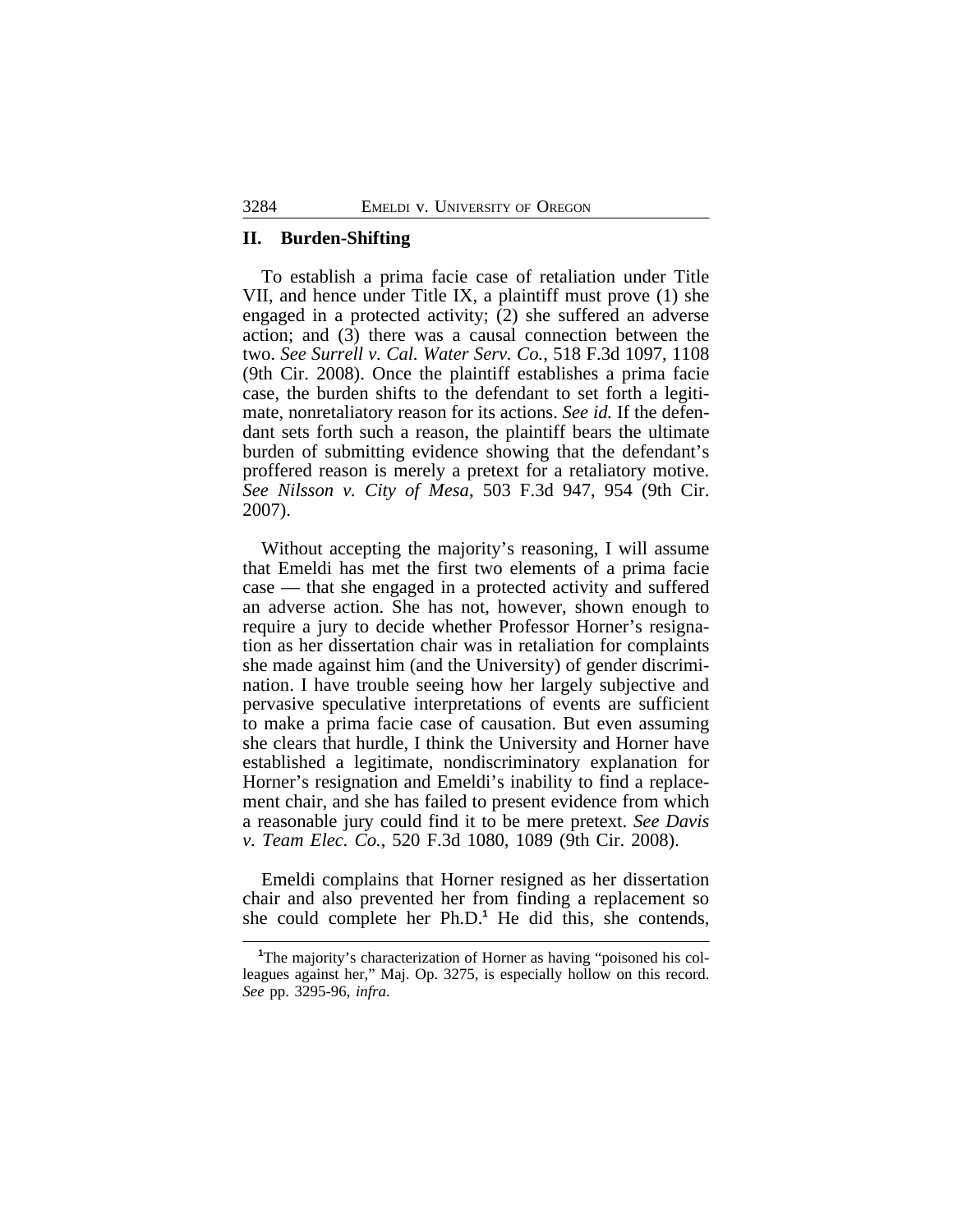## II. Burden-Shifting

To establish a prima facie case of retaliation under Title VII, and hence under Title IX, a plaintiff must prove (1) she engaged in a protected activity; (2) she suffered an adverse action; and (3) there was a causal connection between the two. *See Surrell v. Cal. Water Serv. Co.*, 518 F.3d 1097, 1108 (9th Cir. 2008). Once the plaintiff establishes a prima facie case, the burden shifts to the defendant to set forth a legitimate, nonretaliatory reason for its actions. *See id.* If the defendant sets forth such a reason, the plaintiff bears the ultimate burden of submitting evidence showing that the defendant's proffered reason is merely a pretext for a retaliatory motive. *See Nilsson v. City of Mesa*, 503 F.3d 947, 954 (9th Cir. 2007).

Without accepting the majority's reasoning, I will assume that Emeldi has met the first two elements of a prima facie case — that she engaged in a protected activity and suffered an adverse action. She has not, however, shown enough to require a jury to decide whether Professor Horner's resignation as her dissertation chair was in retaliation for complaints she made against him (and the University) of gender discrimination. I have trouble seeing how her largely subjective and pervasive speculative interpretations of events are sufficient to make a prima facie case of causation. But even assuming she clears that hurdle, I think the University and Horner have established a legitimate, nondiscriminatory explanation for Horner's resignation and Emeldi's inability to find a replacement chair, and she has failed to present evidence from which a reasonable jury could find it to be mere pretext. *See Davis v. Team Elec. Co.*, 520 F.3d 1080, 1089 (9th Cir. 2008).

Emeldi complains that Horner resigned as her dissertation chair and also prevented her from finding a replacement so she could complete her Ph.D.[1] He did this, she contends,

[1]The majority's characterization of Horner as having "poisoned his colleagues against her," Maj. Op. 3275, is especially hollow on this record. *See* pp. 3295-96, *infra*.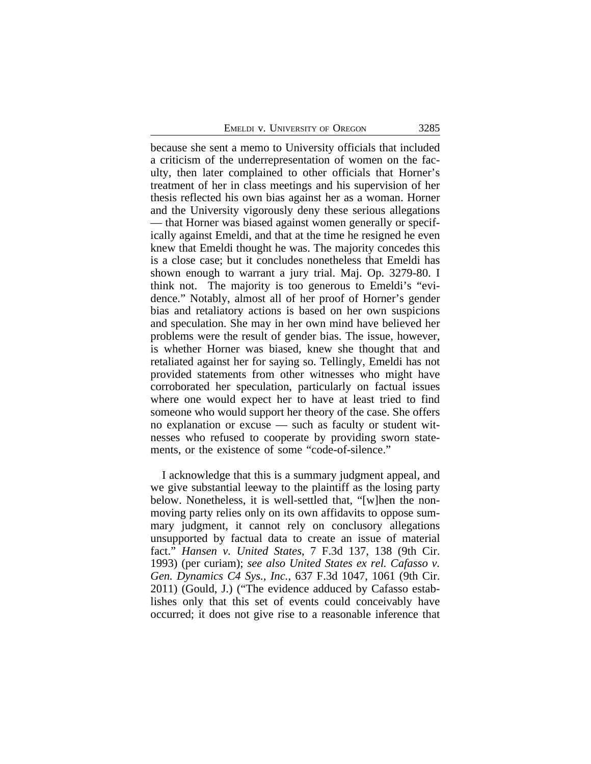because she sent a memo to University officials that included a criticism of the underrepresentation of women on the faculty, then later complained to other officials that Horner's treatment of her in class meetings and his supervision of her thesis reflected his own bias against her as a woman. Horner and the University vigorously deny these serious allegations — that Horner was biased against women generally or specifically against Emeldi, and that at the time he resigned he even knew that Emeldi thought he was. The majority concedes this is a close case; but it concludes nonetheless that Emeldi has shown enough to warrant a jury trial. Maj. Op. 3279-80. I think not. The majority is too generous to Emeldi's "evidence." Notably, almost all of her proof of Horner's gender bias and retaliatory actions is based on her own suspicions and speculation. She may in her own mind have believed her problems were the result of gender bias. The issue, however, is whether Horner was biased, knew she thought that and retaliated against her for saying so. Tellingly, Emeldi has not provided statements from other witnesses who might have corroborated her speculation, particularly on factual issues where one would expect her to have at least tried to find someone who would support her theory of the case. She offers no explanation or excuse — such as faculty or student witnesses who refused to cooperate by providing sworn statements, or the existence of some "code-of-silence."

I acknowledge that this is a summary judgment appeal, and we give substantial leeway to the plaintiff as the losing party below. Nonetheless, it is well-settled that, "[w]hen the nonmoving party relies only on its own affidavits to oppose summary judgment, it cannot rely on conclusory allegations unsupported by factual data to create an issue of material fact." *Hansen v. United States*, 7 F.3d 137, 138 (9th Cir. 1993) (per curiam); *see also United States ex rel. Cafasso v. Gen. Dynamics C4 Sys., Inc.*, 637 F.3d 1047, 1061 (9th Cir. 2011) (Gould, J.) ("The evidence adduced by Cafasso establishes only that this set of events could conceivably have occurred; it does not give rise to a reasonable inference that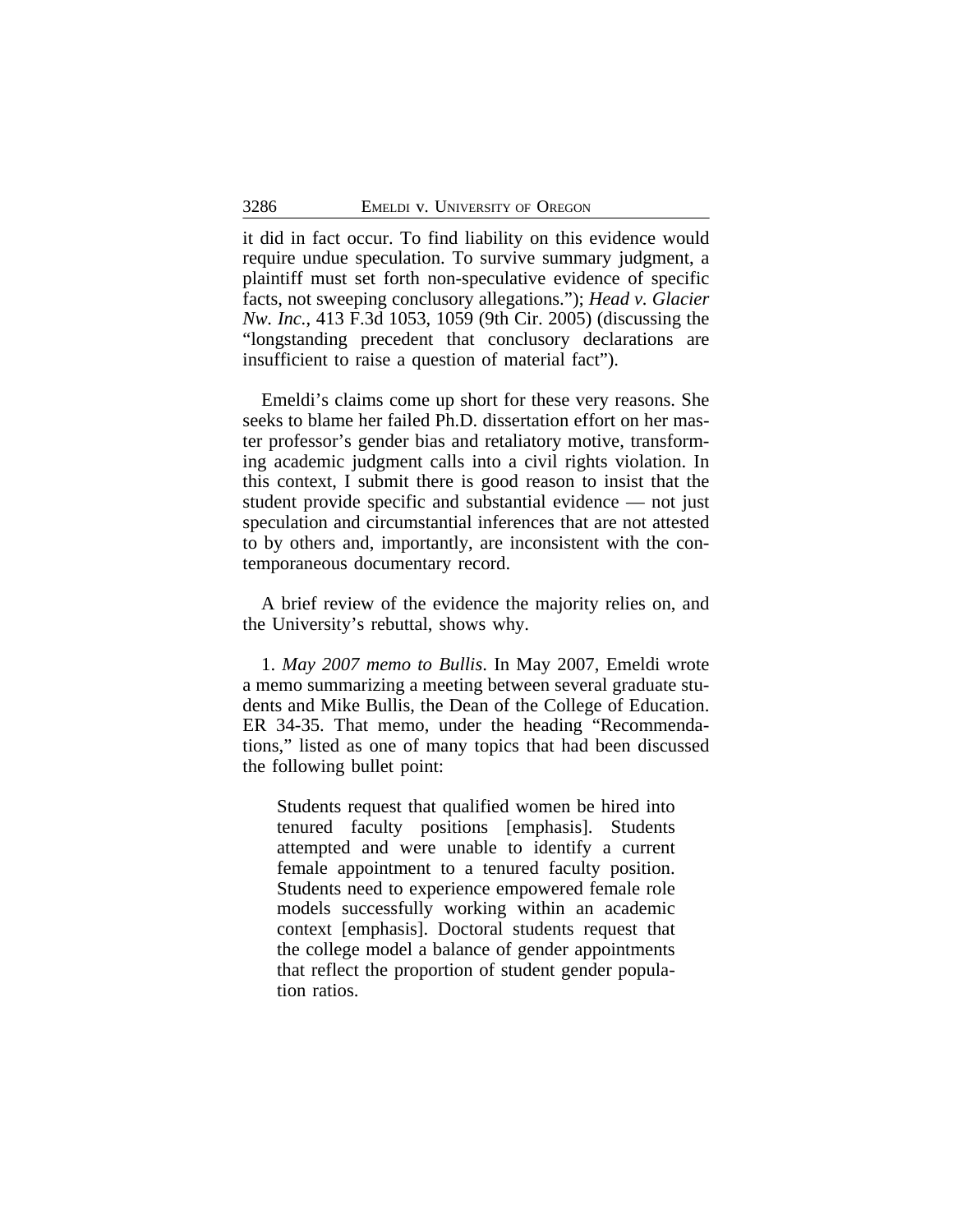it did in fact occur. To find liability on this evidence would require undue speculation. To survive summary judgment, a plaintiff must set forth non-speculative evidence of specific facts, not sweeping conclusory allegations."); *Head v. Glacier Nw. Inc.*, 413 F.3d 1053, 1059 (9th Cir. 2005) (discussing the "longstanding precedent that conclusory declarations are insufficient to raise a question of material fact").

Emeldi's claims come up short for these very reasons. She seeks to blame her failed Ph.D. dissertation effort on her master professor's gender bias and retaliatory motive, transforming academic judgment calls into a civil rights violation. In this context, I submit there is good reason to insist that the student provide specific and substantial evidence — not just speculation and circumstantial inferences that are not attested to by others and, importantly, are inconsistent with the contemporaneous documentary record.

A brief review of the evidence the majority relies on, and the University's rebuttal, shows why.

1. *May 2007 memo to Bullis*. In May 2007, Emeldi wrote a memo summarizing a meeting between several graduate students and Mike Bullis, the Dean of the College of Education. ER 34-35. That memo, under the heading "Recommendations," listed as one of many topics that had been discussed the following bullet point:

> Students request that qualified women be hired into tenured faculty positions [emphasis]. Students attempted and were unable to identify a current female appointment to a tenured faculty position. Students need to experience empowered female role models successfully working within an academic context [emphasis]. Doctoral students request that the college model a balance of gender appointments that reflect the proportion of student gender population ratios.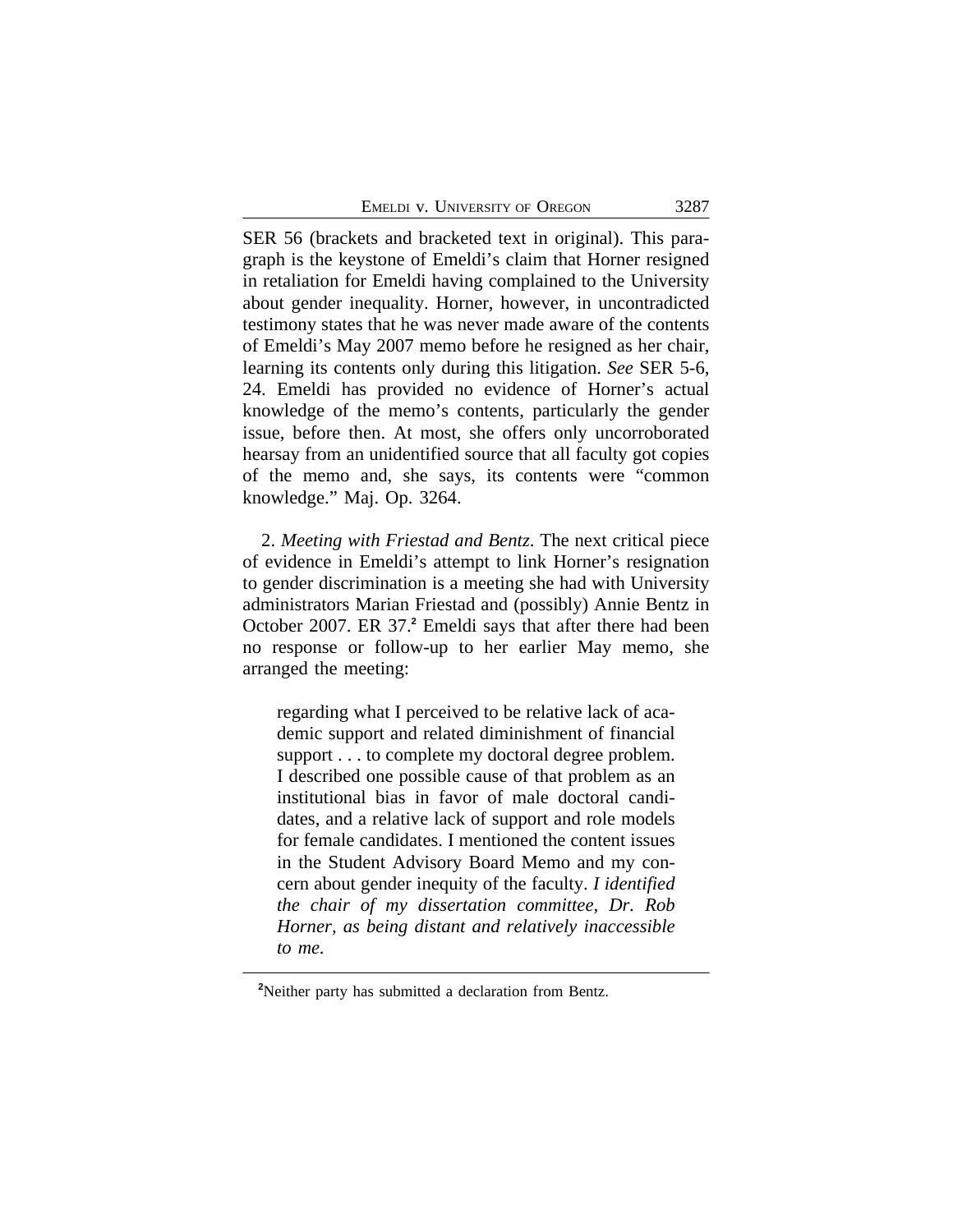SER 56 (brackets and bracketed text in original). This paragraph is the keystone of Emeldi's claim that Horner resigned in retaliation for Emeldi having complained to the University about gender inequality. Horner, however, in uncontradicted testimony states that he was never made aware of the contents of Emeldi's May 2007 memo before he resigned as her chair, learning its contents only during this litigation. *See* SER 5-6, 24. Emeldi has provided no evidence of Horner's actual knowledge of the memo's contents, particularly the gender issue, before then. At most, she offers only uncorroborated hearsay from an unidentified source that all faculty got copies of the memo and, she says, its contents were "common knowledge." Maj. Op. 3264.

2. *Meeting with Friestad and Bentz*. The next critical piece of evidence in Emeldi's attempt to link Horner's resignation to gender discrimination is a meeting she had with University administrators Marian Friestad and (possibly) Annie Bentz in October 2007. ER 37.[2] Emeldi says that after there had been no response or follow-up to her earlier May memo, she arranged the meeting:

> regarding what I perceived to be relative lack of academic support and related diminishment of financial support . . . to complete my doctoral degree problem. I described one possible cause of that problem as an institutional bias in favor of male doctoral candidates, and a relative lack of support and role models for female candidates. I mentioned the content issues in the Student Advisory Board Memo and my concern about gender inequity of the faculty. *I identified the chair of my dissertation committee, Dr. Rob Horner, as being distant and relatively inaccessible to me.*

[2] Neither party has submitted a declaration from Bentz.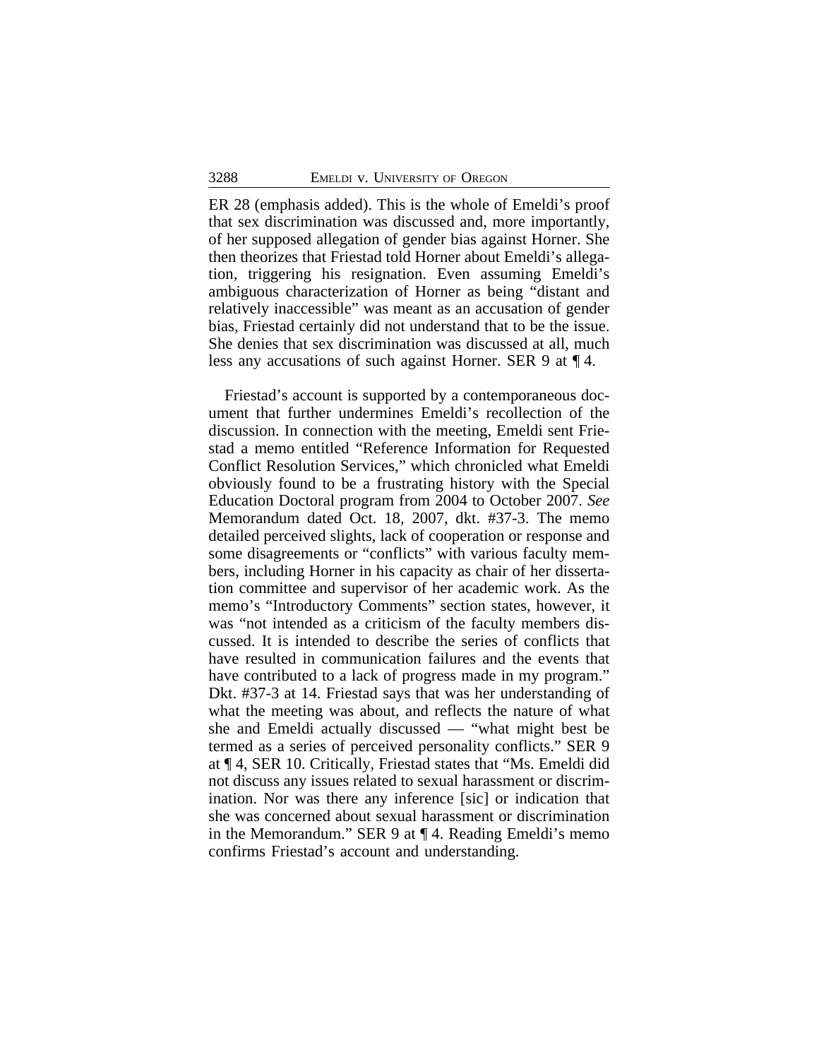ER 28 (emphasis added). This is the whole of Emeldi's proof that sex discrimination was discussed and, more importantly, of her supposed allegation of gender bias against Horner. She then theorizes that Friestad told Horner about Emeldi's allegation, triggering his resignation. Even assuming Emeldi's ambiguous characterization of Horner as being "distant and relatively inaccessible" was meant as an accusation of gender bias, Friestad certainly did not understand that to be the issue. She denies that sex discrimination was discussed at all, much less any accusations of such against Horner. SER 9 at ¶ 4.

Friestad's account is supported by a contemporaneous document that further undermines Emeldi's recollection of the discussion. In connection with the meeting, Emeldi sent Friestad a memo entitled "Reference Information for Requested Conflict Resolution Services," which chronicled what Emeldi obviously found to be a frustrating history with the Special Education Doctoral program from 2004 to October 2007. *See* Memorandum dated Oct. 18, 2007, dkt. #37-3. The memo detailed perceived slights, lack of cooperation or response and some disagreements or "conflicts" with various faculty members, including Horner in his capacity as chair of her dissertation committee and supervisor of her academic work. As the memo's "Introductory Comments" section states, however, it was "not intended as a criticism of the faculty members discussed. It is intended to describe the series of conflicts that have resulted in communication failures and the events that have contributed to a lack of progress made in my program." Dkt. #37-3 at 14. Friestad says that was her understanding of what the meeting was about, and reflects the nature of what she and Emeldi actually discussed — "what might best be termed as a series of perceived personality conflicts." SER 9 at ¶ 4, SER 10. Critically, Friestad states that "Ms. Emeldi did not discuss any issues related to sexual harassment or discrimination. Nor was there any inference [sic] or indication that she was concerned about sexual harassment or discrimination in the Memorandum." SER 9 at ¶ 4. Reading Emeldi's memo confirms Friestad's account and understanding.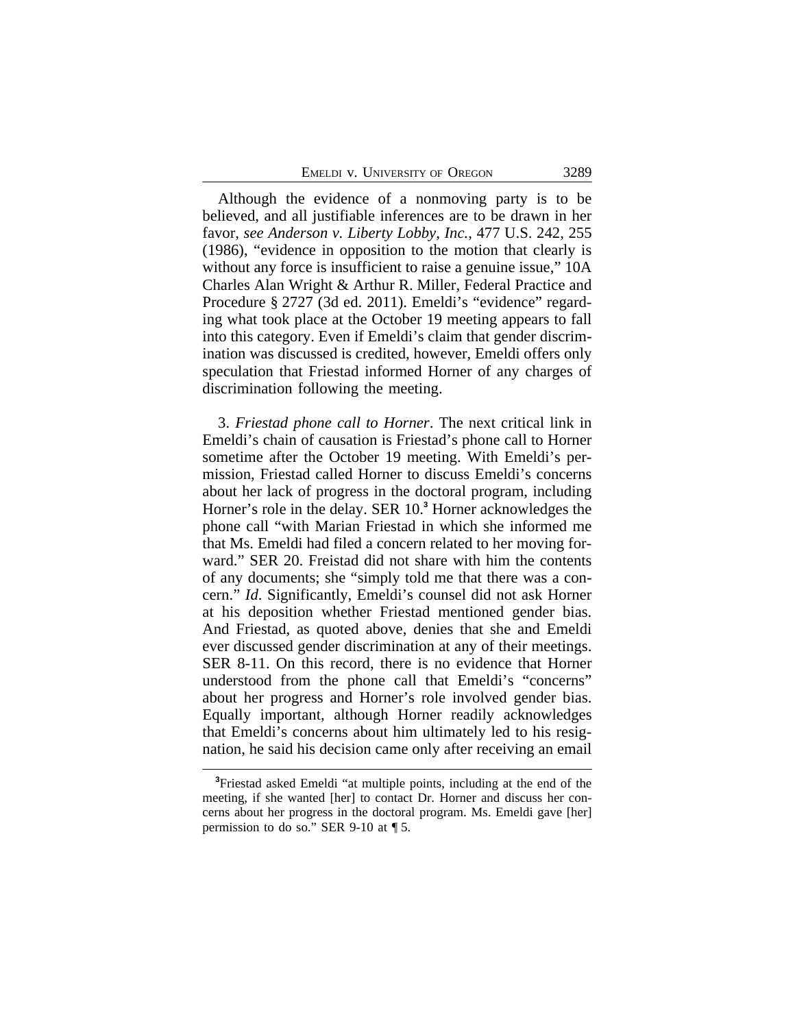Although the evidence of a nonmoving party is to be believed, and all justifiable inferences are to be drawn in her favor, *see Anderson v. Liberty Lobby, Inc.*, 477 U.S. 242, 255 (1986), "evidence in opposition to the motion that clearly is without any force is insufficient to raise a genuine issue," 10A Charles Alan Wright & Arthur R. Miller, Federal Practice and Procedure § 2727 (3d ed. 2011). Emeldi's "evidence" regarding what took place at the October 19 meeting appears to fall into this category. Even if Emeldi's claim that gender discrimination was discussed is credited, however, Emeldi offers only speculation that Friestad informed Horner of any charges of discrimination following the meeting.

3. *Friestad phone call to Horner*. The next critical link in Emeldi's chain of causation is Friestad's phone call to Horner sometime after the October 19 meeting. With Emeldi's permission, Friestad called Horner to discuss Emeldi's concerns about her lack of progress in the doctoral program, including Horner's role in the delay. SER 10.[3] Horner acknowledges the phone call "with Marian Friestad in which she informed me that Ms. Emeldi had filed a concern related to her moving forward." SER 20. Freistad did not share with him the contents of any documents; she "simply told me that there was a concern." *Id*. Significantly, Emeldi's counsel did not ask Horner at his deposition whether Friestad mentioned gender bias. And Friestad, as quoted above, denies that she and Emeldi ever discussed gender discrimination at any of their meetings. SER 8-11. On this record, there is no evidence that Horner understood from the phone call that Emeldi's "concerns" about her progress and Horner's role involved gender bias. Equally important, although Horner readily acknowledges that Emeldi's concerns about him ultimately led to his resignation, he said his decision came only after receiving an email

[3] Friestad asked Emeldi "at multiple points, including at the end of the meeting, if she wanted [her] to contact Dr. Horner and discuss her concerns about her progress in the doctoral program. Ms. Emeldi gave [her] permission to do so." SER 9-10 at ¶ 5.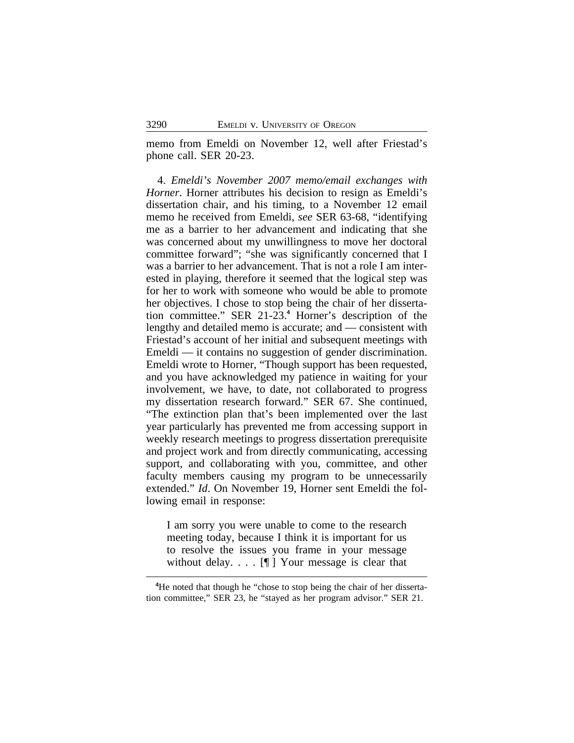memo from Emeldi on November 12, well after Friestad's phone call. SER 20-23.

4. *Emeldi's November 2007 memo/email exchanges with Horner*. Horner attributes his decision to resign as Emeldi's dissertation chair, and his timing, to a November 12 email memo he received from Emeldi, *see* SER 63-68, "identifying me as a barrier to her advancement and indicating that she was concerned about my unwillingness to move her doctoral committee forward"; "she was significantly concerned that I was a barrier to her advancement. That is not a role I am interested in playing, therefore it seemed that the logical step was for her to work with someone who would be able to promote her objectives. I chose to stop being the chair of her dissertation committee." SER 21-23.[4] Horner's description of the lengthy and detailed memo is accurate; and — consistent with Friestad's account of her initial and subsequent meetings with Emeldi — it contains no suggestion of gender discrimination. Emeldi wrote to Horner, "Though support has been requested, and you have acknowledged my patience in waiting for your involvement, we have, to date, not collaborated to progress my dissertation research forward." SER 67. She continued, "The extinction plan that's been implemented over the last year particularly has prevented me from accessing support in weekly research meetings to progress dissertation prerequisite and project work and from directly communicating, accessing support, and collaborating with you, committee, and other faculty members causing my program to be unnecessarily extended." *Id*. On November 19, Horner sent Emeldi the following email in response:

> I am sorry you were unable to come to the research meeting today, because I think it is important for us to resolve the issues you frame in your message without delay. . . . [¶] Your message is clear that

[4] He noted that though he "chose to stop being the chair of her dissertation committee," SER 23, he "stayed as her program advisor." SER 21.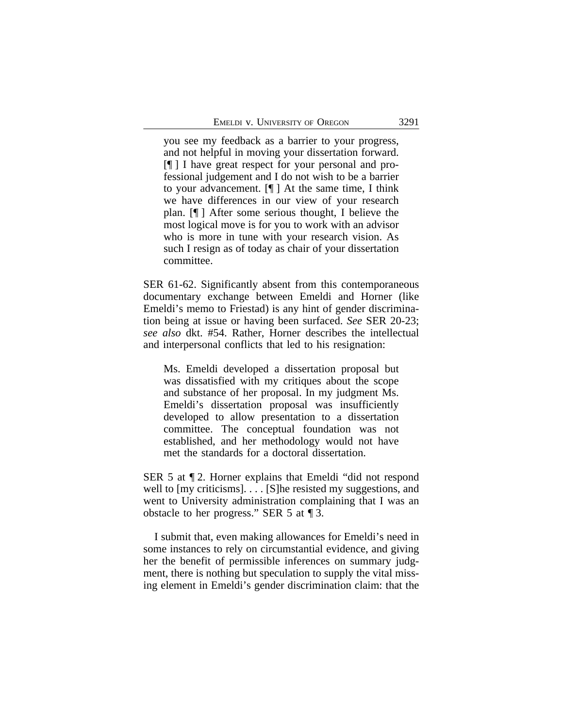> you see my feedback as a barrier to your progress, and not helpful in moving your dissertation forward. [¶ ] I have great respect for your personal and professional judgement and I do not wish to be a barrier to your advancement. [¶ ] At the same time, I think we have differences in our view of your research plan. [¶ ] After some serious thought, I believe the most logical move is for you to work with an advisor who is more in tune with your research vision. As such I resign as of today as chair of your dissertation committee.

SER 61-62. Significantly absent from this contemporaneous documentary exchange between Emeldi and Horner (like Emeldi's memo to Friestad) is any hint of gender discrimination being at issue or having been surfaced. *See* SER 20-23; *see also* dkt. #54. Rather, Horner describes the intellectual and interpersonal conflicts that led to his resignation:

> Ms. Emeldi developed a dissertation proposal but was dissatisfied with my critiques about the scope and substance of her proposal. In my judgment Ms. Emeldi's dissertation proposal was insufficiently developed to allow presentation to a dissertation committee. The conceptual foundation was not established, and her methodology would not have met the standards for a doctoral dissertation.

SER 5 at ¶ 2. Horner explains that Emeldi "did not respond well to [my criticisms]. . . . [S]he resisted my suggestions, and went to University administration complaining that I was an obstacle to her progress." SER 5 at ¶ 3.

I submit that, even making allowances for Emeldi's need in some instances to rely on circumstantial evidence, and giving her the benefit of permissible inferences on summary judgment, there is nothing but speculation to supply the vital missing element in Emeldi's gender discrimination claim: that the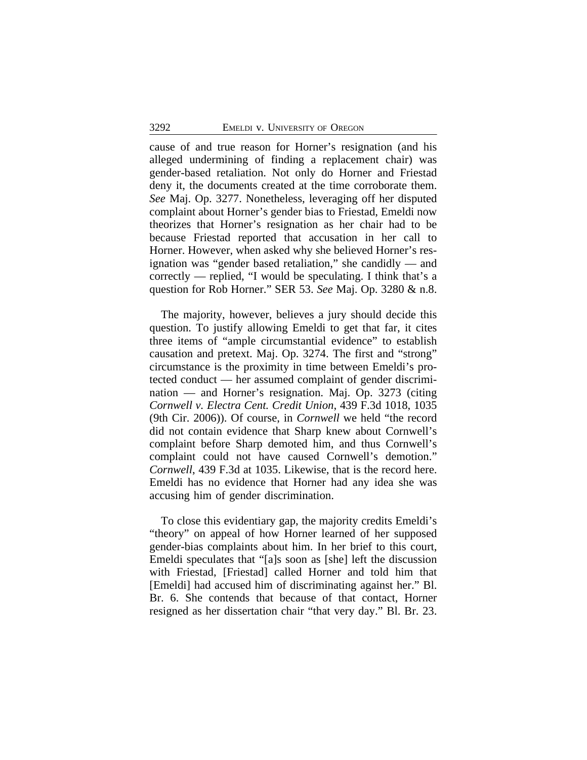cause of and true reason for Horner's resignation (and his alleged undermining of finding a replacement chair) was gender-based retaliation. Not only do Horner and Friestad deny it, the documents created at the time corroborate them. *See* Maj. Op. 3277. Nonetheless, leveraging off her disputed complaint about Horner's gender bias to Friestad, Emeldi now theorizes that Horner's resignation as her chair had to be because Friestad reported that accusation in her call to Horner. However, when asked why she believed Horner's resignation was "gender based retaliation," she candidly — and correctly — replied, "I would be speculating. I think that's a question for Rob Horner." SER 53. *See* Maj. Op. 3280 & n.8.

The majority, however, believes a jury should decide this question. To justify allowing Emeldi to get that far, it cites three items of "ample circumstantial evidence" to establish causation and pretext. Maj. Op. 3274. The first and "strong" circumstance is the proximity in time between Emeldi's protected conduct — her assumed complaint of gender discrimination — and Horner's resignation. Maj. Op. 3273 (citing *Cornwell v. Electra Cent. Credit Union*, 439 F.3d 1018, 1035 (9th Cir. 2006)). Of course, in *Cornwell* we held "the record did not contain evidence that Sharp knew about Cornwell's complaint before Sharp demoted him, and thus Cornwell's complaint could not have caused Cornwell's demotion." *Cornwell*, 439 F.3d at 1035. Likewise, that is the record here. Emeldi has no evidence that Horner had any idea she was accusing him of gender discrimination.

To close this evidentiary gap, the majority credits Emeldi's "theory" on appeal of how Horner learned of her supposed gender-bias complaints about him. In her brief to this court, Emeldi speculates that "[a]s soon as [she] left the discussion with Friestad, [Friestad] called Horner and told him that [Emeldi] had accused him of discriminating against her." Bl. Br. 6. She contends that because of that contact, Horner resigned as her dissertation chair "that very day." Bl. Br. 23.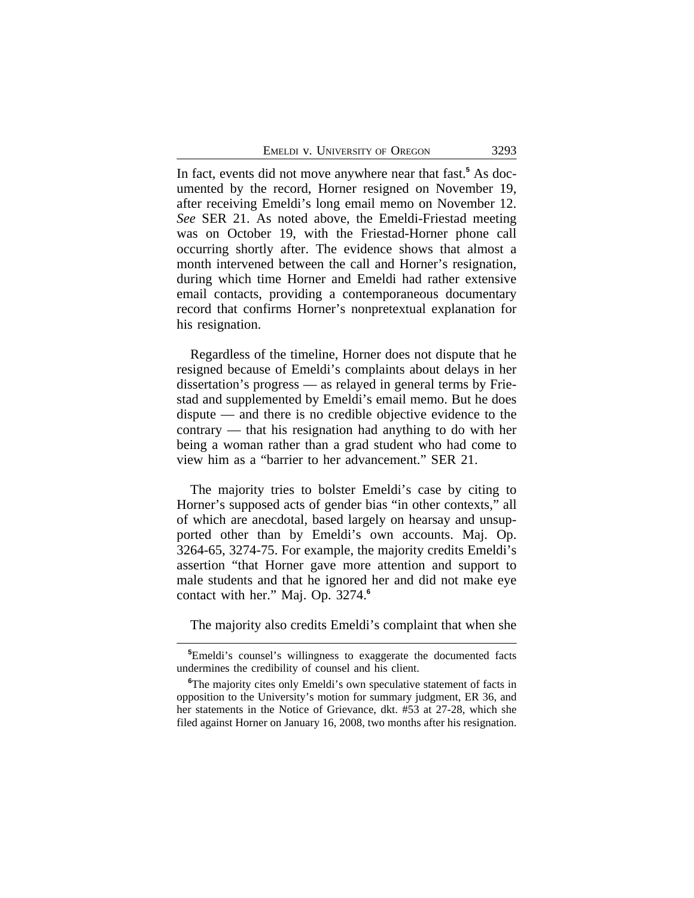In fact, events did not move anywhere near that fast.[5] As documented by the record, Horner resigned on November 19, after receiving Emeldi's long email memo on November 12. *See* SER 21. As noted above, the Emeldi-Friestad meeting was on October 19, with the Friestad-Horner phone call occurring shortly after. The evidence shows that almost a month intervened between the call and Horner's resignation, during which time Horner and Emeldi had rather extensive email contacts, providing a contemporaneous documentary record that confirms Horner's nonpretextual explanation for his resignation.

Regardless of the timeline, Horner does not dispute that he resigned because of Emeldi's complaints about delays in her dissertation's progress — as relayed in general terms by Friestad and supplemented by Emeldi's email memo. But he does dispute — and there is no credible objective evidence to the contrary — that his resignation had anything to do with her being a woman rather than a grad student who had come to view him as a "barrier to her advancement." SER 21.

The majority tries to bolster Emeldi's case by citing to Horner's supposed acts of gender bias "in other contexts," all of which are anecdotal, based largely on hearsay and unsupported other than by Emeldi's own accounts. Maj. Op. 3264-65, 3274-75. For example, the majority credits Emeldi's assertion "that Horner gave more attention and support to male students and that he ignored her and did not make eye contact with her." Maj. Op. 3274.[6]

The majority also credits Emeldi's complaint that when she

[5]Emeldi's counsel's willingness to exaggerate the documented facts undermines the credibility of counsel and his client.

[6]The majority cites only Emeldi's own speculative statement of facts in opposition to the University's motion for summary judgment, ER 36, and her statements in the Notice of Grievance, dkt. #53 at 27-28, which she filed against Horner on January 16, 2008, two months after his resignation.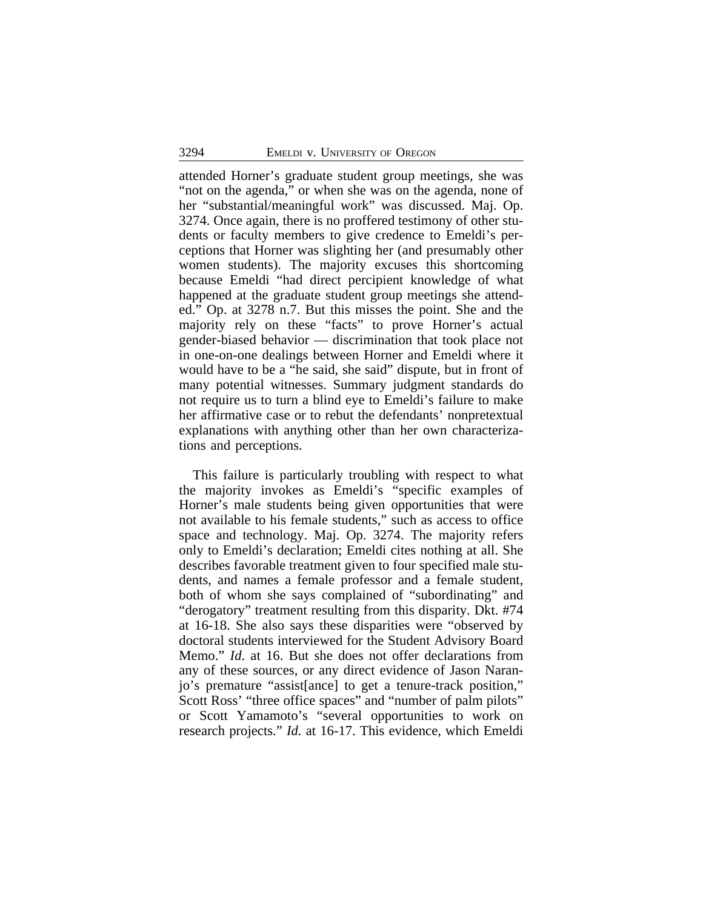attended Horner's graduate student group meetings, she was "not on the agenda," or when she was on the agenda, none of her "substantial/meaningful work" was discussed. Maj. Op. 3274. Once again, there is no proffered testimony of other students or faculty members to give credence to Emeldi's perceptions that Horner was slighting her (and presumably other women students). The majority excuses this shortcoming because Emeldi "had direct percipient knowledge of what happened at the graduate student group meetings she attended." Op. at 3278 n.7. But this misses the point. She and the majority rely on these "facts" to prove Horner's actual gender-biased behavior — discrimination that took place not in one-on-one dealings between Horner and Emeldi where it would have to be a "he said, she said" dispute, but in front of many potential witnesses. Summary judgment standards do not require us to turn a blind eye to Emeldi's failure to make her affirmative case or to rebut the defendants' nonpretextual explanations with anything other than her own characterizations and perceptions.

This failure is particularly troubling with respect to what the majority invokes as Emeldi's "specific examples of Horner's male students being given opportunities that were not available to his female students," such as access to office space and technology. Maj. Op. 3274. The majority refers only to Emeldi's declaration; Emeldi cites nothing at all. She describes favorable treatment given to four specified male students, and names a female professor and a female student, both of whom she says complained of "subordinating" and "derogatory" treatment resulting from this disparity. Dkt. #74 at 16-18. She also says these disparities were "observed by doctoral students interviewed for the Student Advisory Board Memo." *Id*. at 16. But she does not offer declarations from any of these sources, or any direct evidence of Jason Naranjo's premature "assist[ance] to get a tenure-track position," Scott Ross' "three office spaces" and "number of palm pilots" or Scott Yamamoto's "several opportunities to work on research projects." *Id.* at 16-17. This evidence, which Emeldi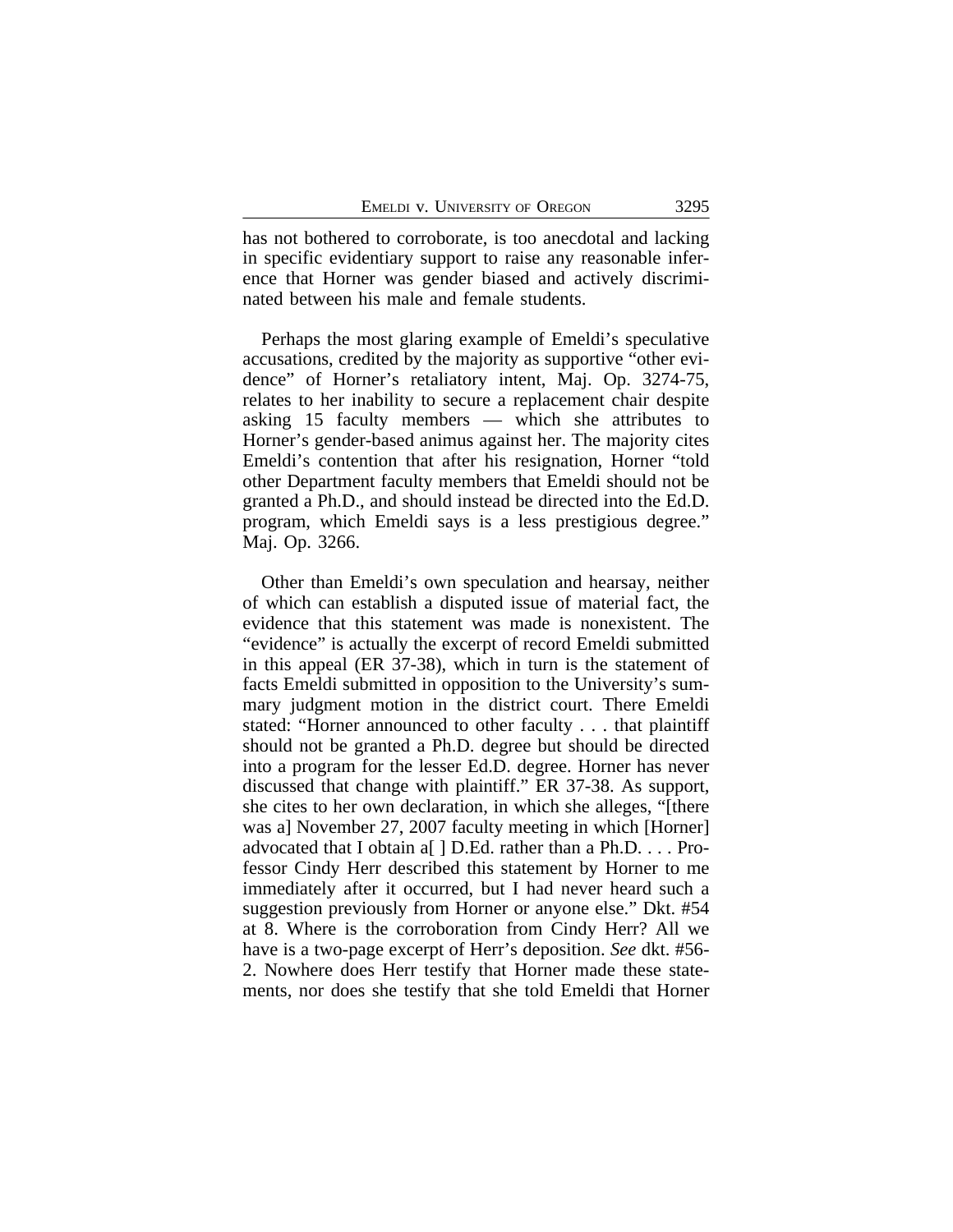has not bothered to corroborate, is too anecdotal and lacking in specific evidentiary support to raise any reasonable inference that Horner was gender biased and actively discriminated between his male and female students.

Perhaps the most glaring example of Emeldi's speculative accusations, credited by the majority as supportive "other evidence" of Horner's retaliatory intent, Maj. Op. 3274-75, relates to her inability to secure a replacement chair despite asking 15 faculty members — which she attributes to Horner's gender-based animus against her. The majority cites Emeldi's contention that after his resignation, Horner "told other Department faculty members that Emeldi should not be granted a Ph.D., and should instead be directed into the Ed.D. program, which Emeldi says is a less prestigious degree." Maj. Op. 3266.

Other than Emeldi's own speculation and hearsay, neither of which can establish a disputed issue of material fact, the evidence that this statement was made is nonexistent. The "evidence" is actually the excerpt of record Emeldi submitted in this appeal (ER 37-38), which in turn is the statement of facts Emeldi submitted in opposition to the University's summary judgment motion in the district court. There Emeldi stated: "Horner announced to other faculty . . . that plaintiff should not be granted a Ph.D. degree but should be directed into a program for the lesser Ed.D. degree. Horner has never discussed that change with plaintiff." ER 37-38. As support, she cites to her own declaration, in which she alleges, "[there was a] November 27, 2007 faculty meeting in which [Horner] advocated that I obtain a[ ] D.Ed. rather than a Ph.D. . . . Professor Cindy Herr described this statement by Horner to me immediately after it occurred, but I had never heard such a suggestion previously from Horner or anyone else." Dkt. #54 at 8. Where is the corroboration from Cindy Herr? All we have is a two-page excerpt of Herr's deposition. *See* dkt. #56-2. Nowhere does Herr testify that Horner made these statements, nor does she testify that she told Emeldi that Horner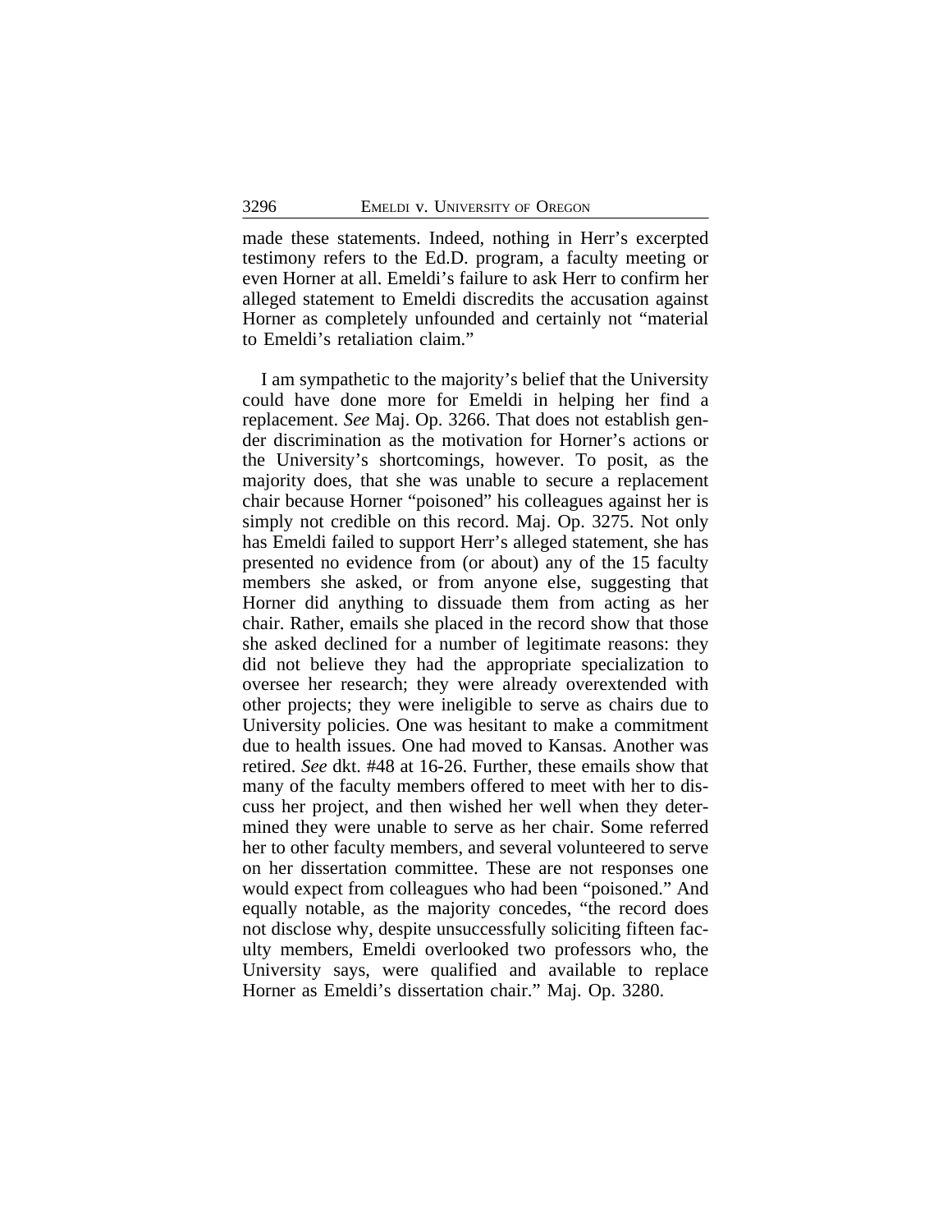made these statements. Indeed, nothing in Herr's excerpted testimony refers to the Ed.D. program, a faculty meeting or even Horner at all. Emeldi's failure to ask Herr to confirm her alleged statement to Emeldi discredits the accusation against Horner as completely unfounded and certainly not "material to Emeldi's retaliation claim."

I am sympathetic to the majority's belief that the University could have done more for Emeldi in helping her find a replacement. *See* Maj. Op. 3266. That does not establish gender discrimination as the motivation for Horner's actions or the University's shortcomings, however. To posit, as the majority does, that she was unable to secure a replacement chair because Horner "poisoned" his colleagues against her is simply not credible on this record. Maj. Op. 3275. Not only has Emeldi failed to support Herr's alleged statement, she has presented no evidence from (or about) any of the 15 faculty members she asked, or from anyone else, suggesting that Horner did anything to dissuade them from acting as her chair. Rather, emails she placed in the record show that those she asked declined for a number of legitimate reasons: they did not believe they had the appropriate specialization to oversee her research; they were already overextended with other projects; they were ineligible to serve as chairs due to University policies. One was hesitant to make a commitment due to health issues. One had moved to Kansas. Another was retired. *See* dkt. #48 at 16-26. Further, these emails show that many of the faculty members offered to meet with her to discuss her project, and then wished her well when they determined they were unable to serve as her chair. Some referred her to other faculty members, and several volunteered to serve on her dissertation committee. These are not responses one would expect from colleagues who had been "poisoned." And equally notable, as the majority concedes, "the record does not disclose why, despite unsuccessfully soliciting fifteen faculty members, Emeldi overlooked two professors who, the University says, were qualified and available to replace Horner as Emeldi's dissertation chair." Maj. Op. 3280.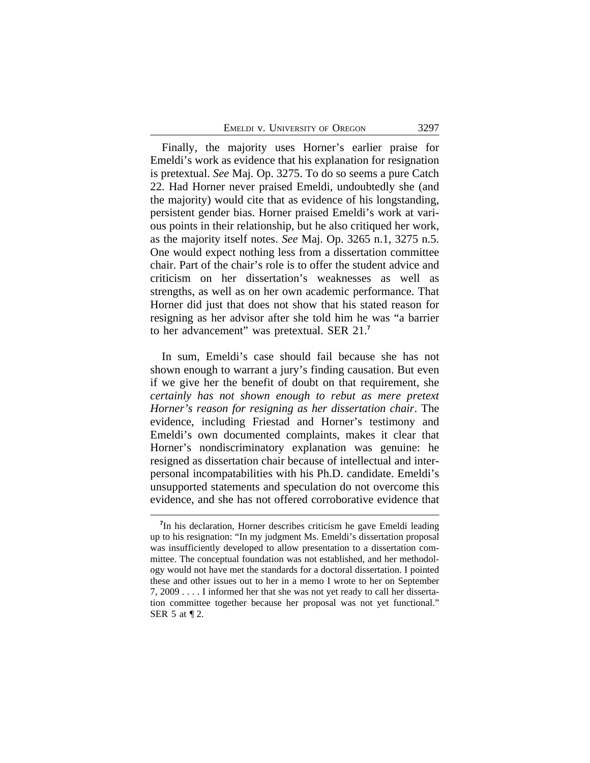Finally, the majority uses Horner's earlier praise for Emeldi's work as evidence that his explanation for resignation is pretextual. *See* Maj. Op. 3275. To do so seems a pure Catch 22. Had Horner never praised Emeldi, undoubtedly she (and the majority) would cite that as evidence of his longstanding, persistent gender bias. Horner praised Emeldi's work at various points in their relationship, but he also critiqued her work, as the majority itself notes. *See* Maj. Op. 3265 n.1, 3275 n.5. One would expect nothing less from a dissertation committee chair. Part of the chair's role is to offer the student advice and criticism on her dissertation's weaknesses as well as strengths, as well as on her own academic performance. That Horner did just that does not show that his stated reason for resigning as her advisor after she told him he was "a barrier to her advancement" was pretextual. SER 21.[7]

In sum, Emeldi's case should fail because she has not shown enough to warrant a jury's finding causation. But even if we give her the benefit of doubt on that requirement, she *certainly has not shown enough to rebut as mere pretext Horner's reason for resigning as her dissertation chair*. The evidence, including Friestad and Horner's testimony and Emeldi's own documented complaints, makes it clear that Horner's nondiscriminatory explanation was genuine: he resigned as dissertation chair because of intellectual and interpersonal incompatabilities with his Ph.D. candidate. Emeldi's unsupported statements and speculation do not overcome this evidence, and she has not offered corroborative evidence that

---

[7]In his declaration, Horner describes criticism he gave Emeldi leading up to his resignation: "In my judgment Ms. Emeldi's dissertation proposal was insufficiently developed to allow presentation to a dissertation committee. The conceptual foundation was not established, and her methodology would not have met the standards for a doctoral dissertation. I pointed these and other issues out to her in a memo I wrote to her on September 7, 2009 . . . . I informed her that she was not yet ready to call her dissertation committee together because her proposal was not yet functional." SER 5 at ¶ 2.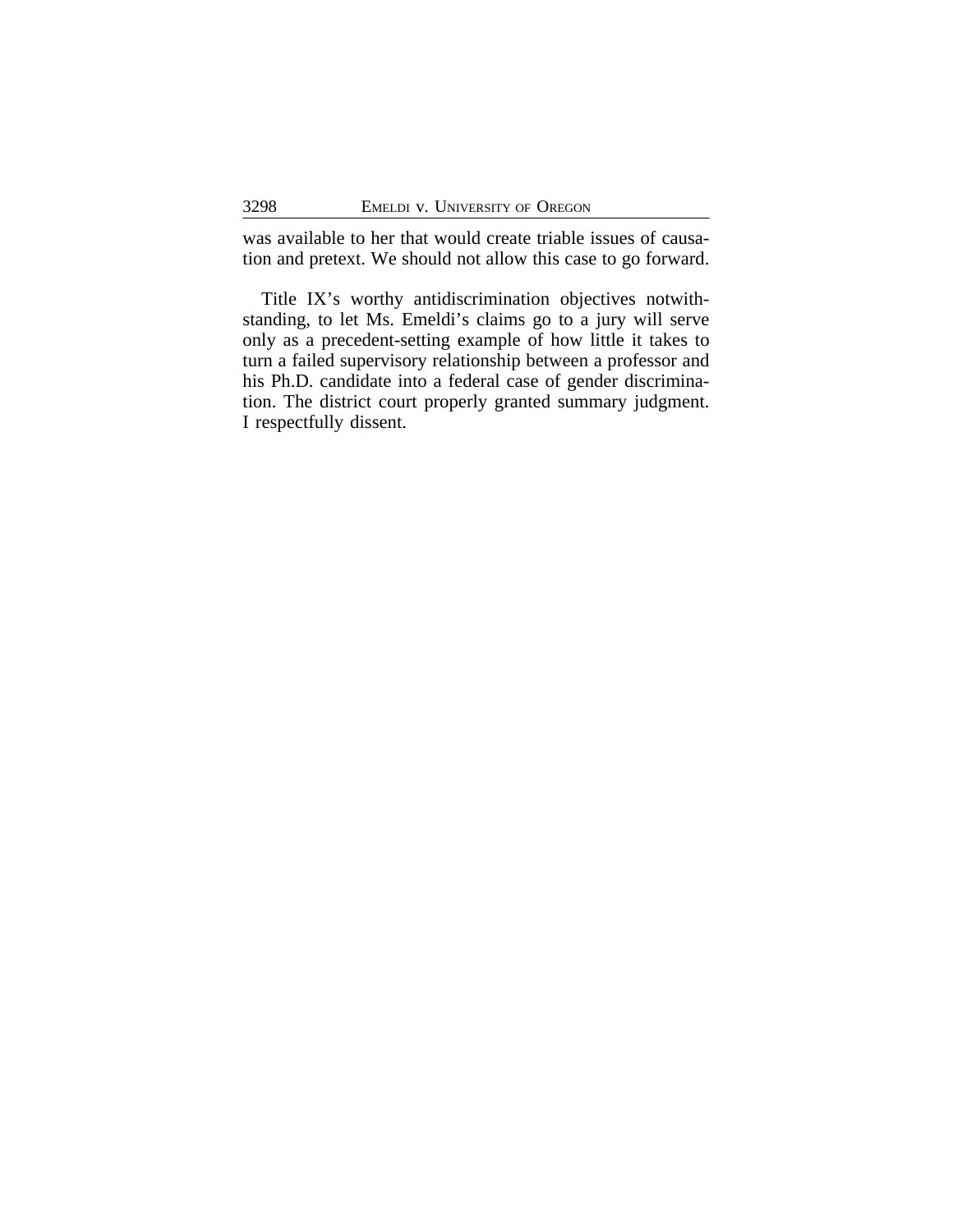was available to her that would create triable issues of causation and pretext. We should not allow this case to go forward.

Title IX's worthy antidiscrimination objectives notwithstanding, to let Ms. Emeldi's claims go to a jury will serve only as a precedent-setting example of how little it takes to turn a failed supervisory relationship between a professor and his Ph.D. candidate into a federal case of gender discrimination. The district court properly granted summary judgment. I respectfully dissent.